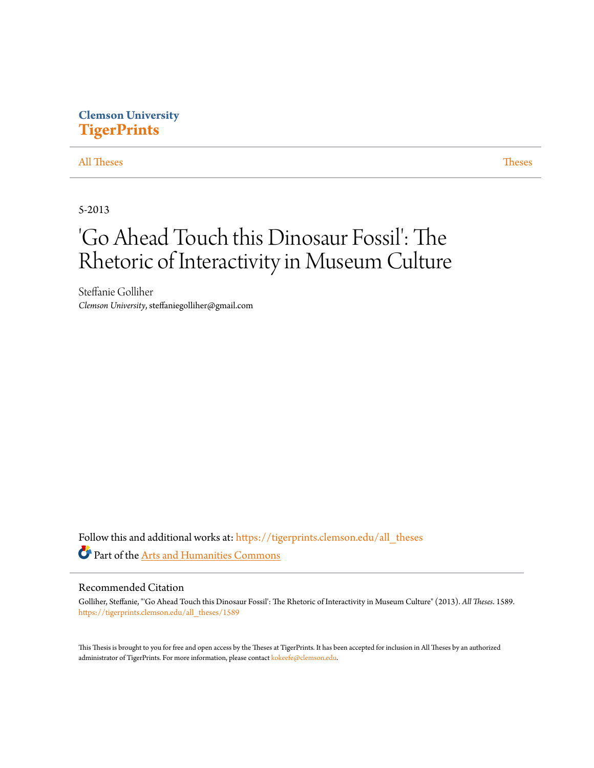Clemson University
**TigerPrints**

All Theses | Theses

5-2013

# 'Go Ahead Touch this Dinosaur Fossil': The Rhetoric of Interactivity in Museum Culture

Steffanie Golliher
*Clemson University*, steffaniegolliher@gmail.com

Follow this and additional works at: https://tigerprints.clemson.edu/all_theses

Part of the Arts and Humanities Commons

## Recommended Citation

Golliher, Steffanie, "'Go Ahead Touch this Dinosaur Fossil': The Rhetoric of Interactivity in Museum Culture" (2013). *All Theses*. 1589.
https://tigerprints.clemson.edu/all_theses/1589

This Thesis is brought to you for free and open access by the Theses at TigerPrints. It has been accepted for inclusion in All Theses by an authorized administrator of TigerPrints. For more information, please contact kokeefe@clemson.edu.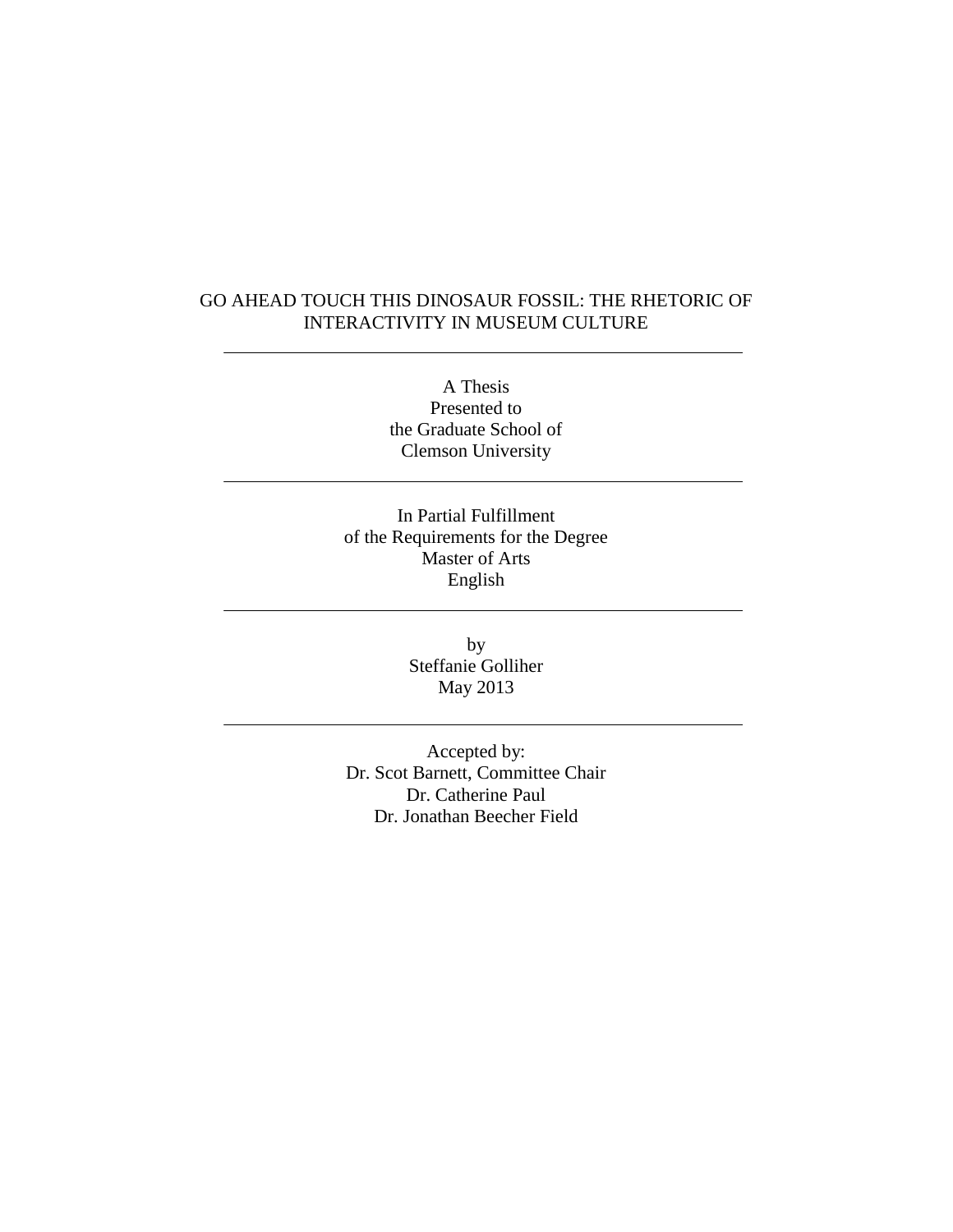# GO AHEAD TOUCH THIS DINOSAUR FOSSIL: THE RHETORIC OF INTERACTIVITY IN MUSEUM CULTURE

---

A Thesis
Presented to
the Graduate School of
Clemson University

---

In Partial Fulfillment
of the Requirements for the Degree
Master of Arts
English

---

by
Steffanie Golliher
May 2013

---

Accepted by:
Dr. Scot Barnett, Committee Chair
Dr. Catherine Paul
Dr. Jonathan Beecher Field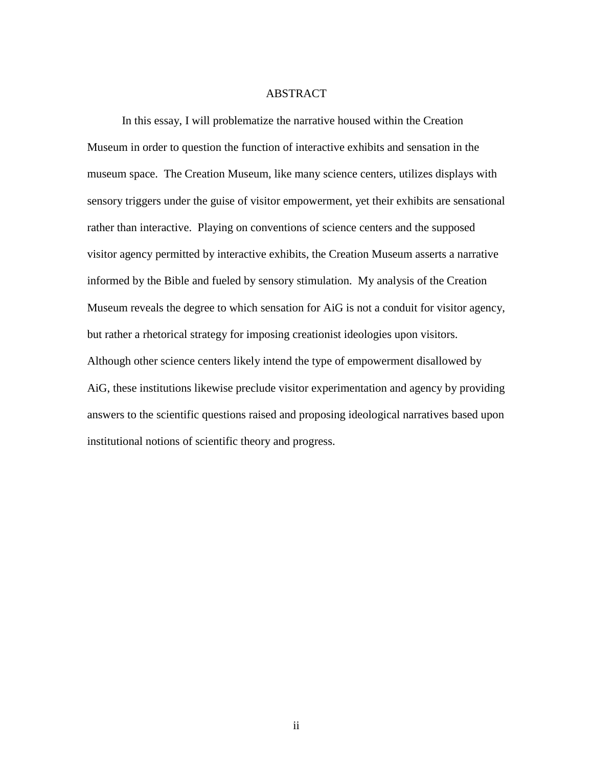# ABSTRACT

In this essay, I will problematize the narrative housed within the Creation Museum in order to question the function of interactive exhibits and sensation in the museum space. The Creation Museum, like many science centers, utilizes displays with sensory triggers under the guise of visitor empowerment, yet their exhibits are sensational rather than interactive. Playing on conventions of science centers and the supposed visitor agency permitted by interactive exhibits, the Creation Museum asserts a narrative informed by the Bible and fueled by sensory stimulation. My analysis of the Creation Museum reveals the degree to which sensation for AiG is not a conduit for visitor agency, but rather a rhetorical strategy for imposing creationist ideologies upon visitors. Although other science centers likely intend the type of empowerment disallowed by AiG, these institutions likewise preclude visitor experimentation and agency by providing answers to the scientific questions raised and proposing ideological narratives based upon institutional notions of scientific theory and progress.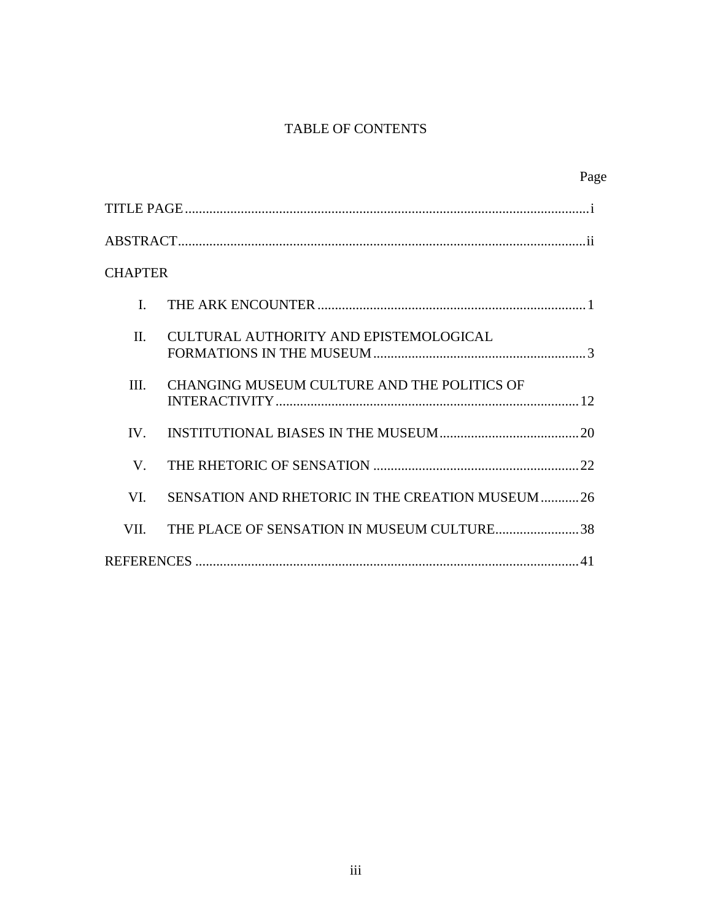# TABLE OF CONTENTS

| | | Page |
|---|---|---|
| TITLE PAGE | | i |
| ABSTRACT | | ii |
| CHAPTER | | |
| I. | THE ARK ENCOUNTER | 1 |
| II. | CULTURAL AUTHORITY AND EPISTEMOLOGICAL FORMATIONS IN THE MUSEUM | 3 |
| III. | CHANGING MUSEUM CULTURE AND THE POLITICS OF INTERACTIVITY | 12 |
| IV. | INSTITUTIONAL BIASES IN THE MUSEUM | 20 |
| V. | THE RHETORIC OF SENSATION | 22 |
| VI. | SENSATION AND RHETORIC IN THE CREATION MUSEUM | 26 |
| VII. | THE PLACE OF SENSATION IN MUSEUM CULTURE | 38 |
| REFERENCES | | 41 |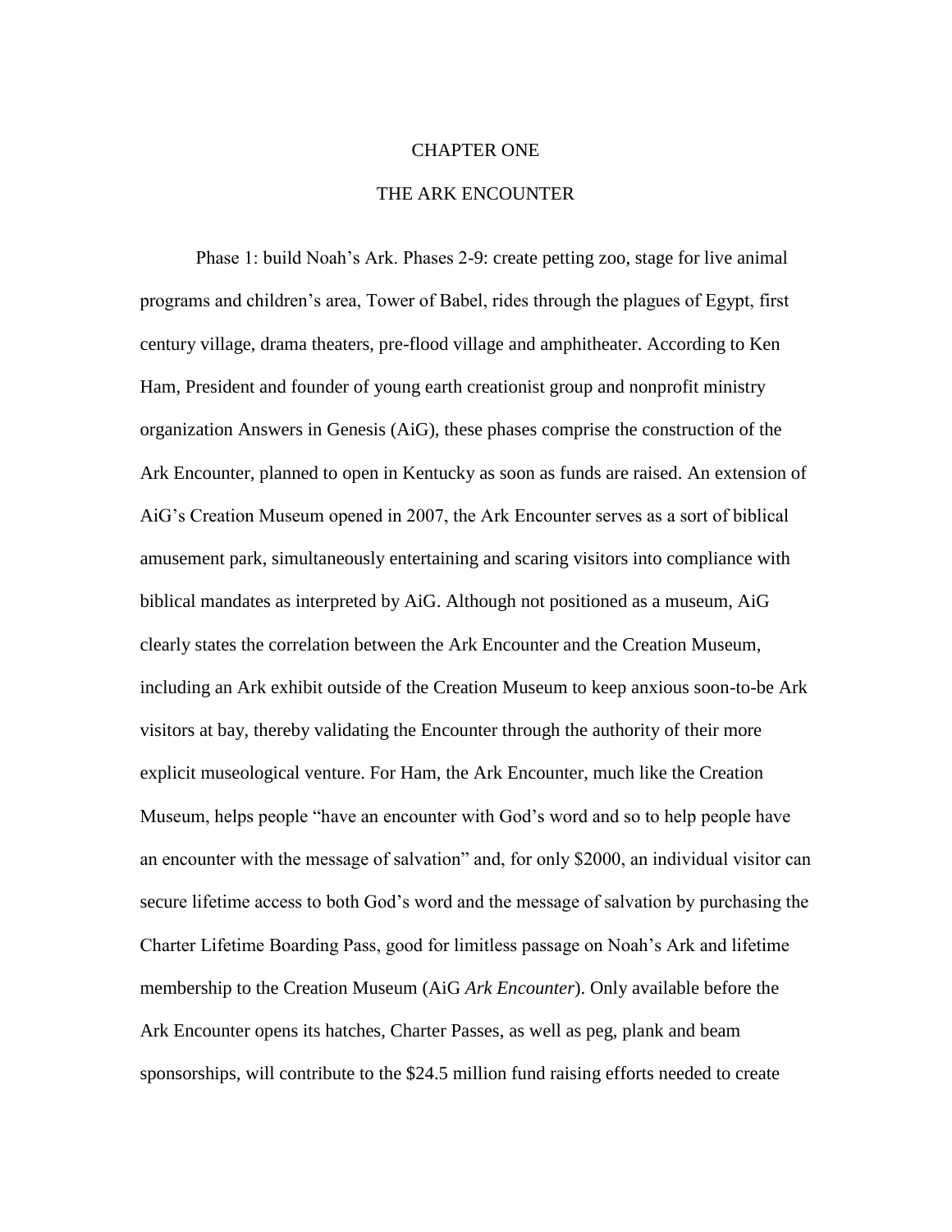# CHAPTER ONE

## THE ARK ENCOUNTER

Phase 1: build Noah's Ark. Phases 2-9: create petting zoo, stage for live animal programs and children's area, Tower of Babel, rides through the plagues of Egypt, first century village, drama theaters, pre-flood village and amphitheater. According to Ken Ham, President and founder of young earth creationist group and nonprofit ministry organization Answers in Genesis (AiG), these phases comprise the construction of the Ark Encounter, planned to open in Kentucky as soon as funds are raised. An extension of AiG's Creation Museum opened in 2007, the Ark Encounter serves as a sort of biblical amusement park, simultaneously entertaining and scaring visitors into compliance with biblical mandates as interpreted by AiG. Although not positioned as a museum, AiG clearly states the correlation between the Ark Encounter and the Creation Museum, including an Ark exhibit outside of the Creation Museum to keep anxious soon-to-be Ark visitors at bay, thereby validating the Encounter through the authority of their more explicit museological venture. For Ham, the Ark Encounter, much like the Creation Museum, helps people "have an encounter with God's word and so to help people have an encounter with the message of salvation" and, for only $2000, an individual visitor can secure lifetime access to both God's word and the message of salvation by purchasing the Charter Lifetime Boarding Pass, good for limitless passage on Noah's Ark and lifetime membership to the Creation Museum (AiG *Ark Encounter*). Only available before the Ark Encounter opens its hatches, Charter Passes, as well as peg, plank and beam sponsorships, will contribute to the $24.5 million fund raising efforts needed to create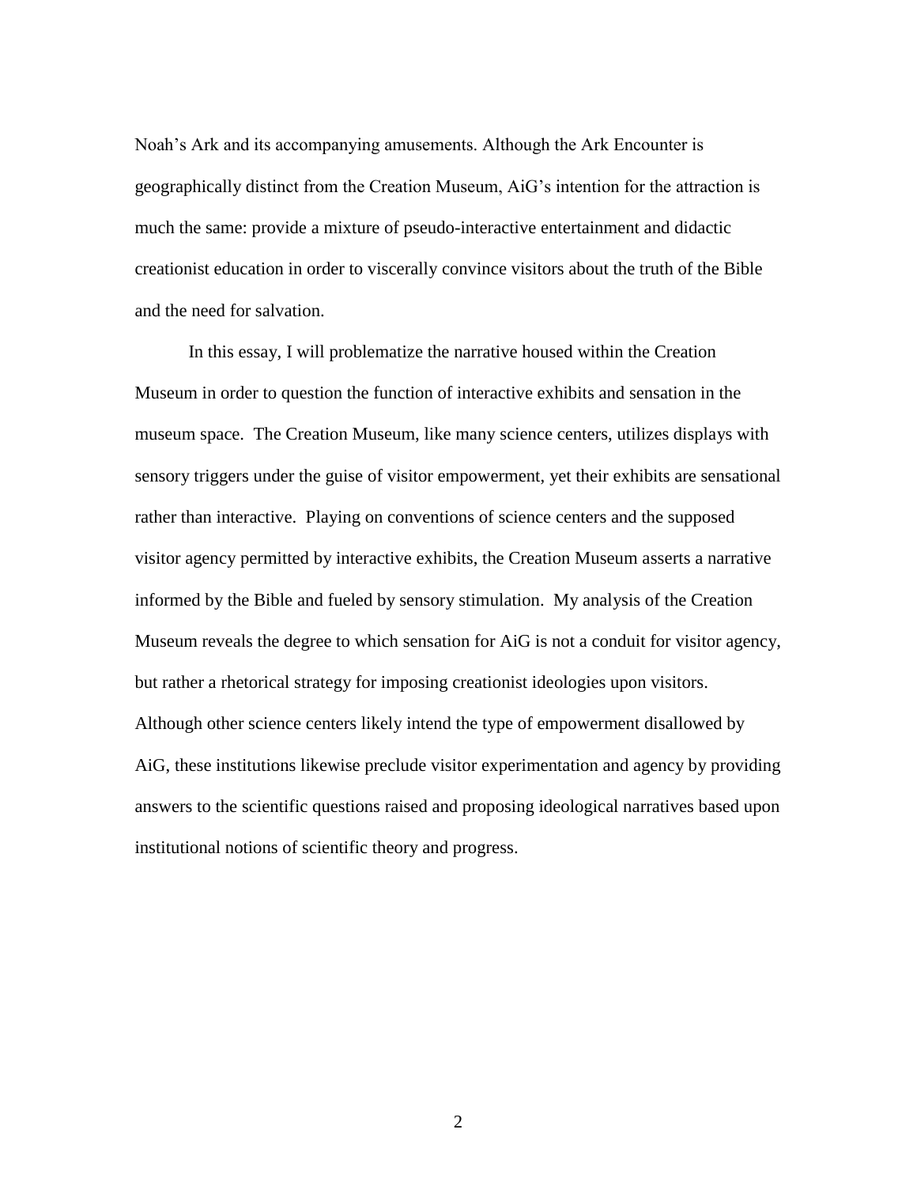Noah's Ark and its accompanying amusements. Although the Ark Encounter is geographically distinct from the Creation Museum, AiG's intention for the attraction is much the same: provide a mixture of pseudo-interactive entertainment and didactic creationist education in order to viscerally convince visitors about the truth of the Bible and the need for salvation.

In this essay, I will problematize the narrative housed within the Creation Museum in order to question the function of interactive exhibits and sensation in the museum space. The Creation Museum, like many science centers, utilizes displays with sensory triggers under the guise of visitor empowerment, yet their exhibits are sensational rather than interactive. Playing on conventions of science centers and the supposed visitor agency permitted by interactive exhibits, the Creation Museum asserts a narrative informed by the Bible and fueled by sensory stimulation. My analysis of the Creation Museum reveals the degree to which sensation for AiG is not a conduit for visitor agency, but rather a rhetorical strategy for imposing creationist ideologies upon visitors. Although other science centers likely intend the type of empowerment disallowed by AiG, these institutions likewise preclude visitor experimentation and agency by providing answers to the scientific questions raised and proposing ideological narratives based upon institutional notions of scientific theory and progress.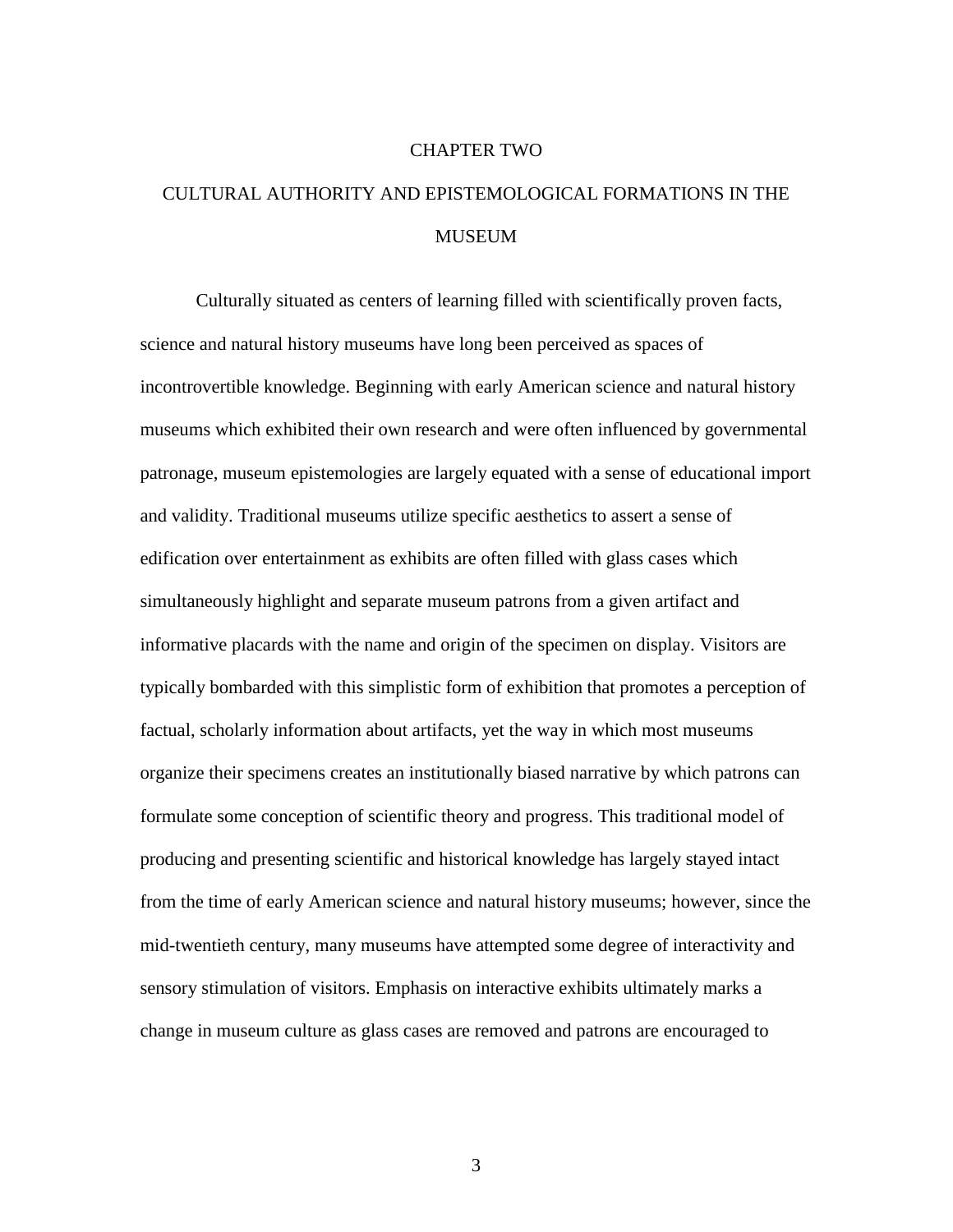# CHAPTER TWO

# CULTURAL AUTHORITY AND EPISTEMOLOGICAL FORMATIONS IN THE MUSEUM

Culturally situated as centers of learning filled with scientifically proven facts, science and natural history museums have long been perceived as spaces of incontrovertible knowledge. Beginning with early American science and natural history museums which exhibited their own research and were often influenced by governmental patronage, museum epistemologies are largely equated with a sense of educational import and validity. Traditional museums utilize specific aesthetics to assert a sense of edification over entertainment as exhibits are often filled with glass cases which simultaneously highlight and separate museum patrons from a given artifact and informative placards with the name and origin of the specimen on display. Visitors are typically bombarded with this simplistic form of exhibition that promotes a perception of factual, scholarly information about artifacts, yet the way in which most museums organize their specimens creates an institutionally biased narrative by which patrons can formulate some conception of scientific theory and progress. This traditional model of producing and presenting scientific and historical knowledge has largely stayed intact from the time of early American science and natural history museums; however, since the mid-twentieth century, many museums have attempted some degree of interactivity and sensory stimulation of visitors. Emphasis on interactive exhibits ultimately marks a change in museum culture as glass cases are removed and patrons are encouraged to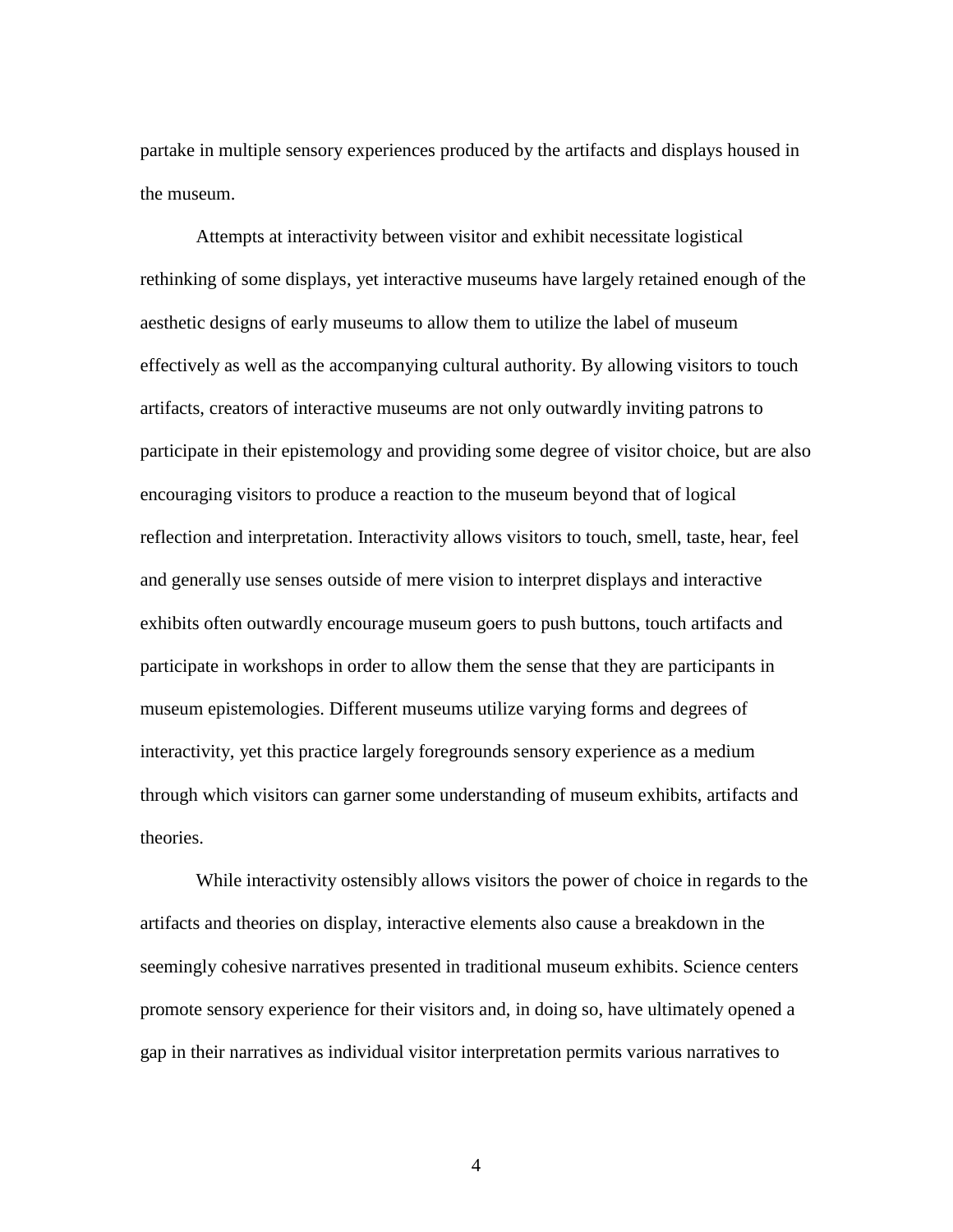partake in multiple sensory experiences produced by the artifacts and displays housed in the museum.

Attempts at interactivity between visitor and exhibit necessitate logistical rethinking of some displays, yet interactive museums have largely retained enough of the aesthetic designs of early museums to allow them to utilize the label of museum effectively as well as the accompanying cultural authority. By allowing visitors to touch artifacts, creators of interactive museums are not only outwardly inviting patrons to participate in their epistemology and providing some degree of visitor choice, but are also encouraging visitors to produce a reaction to the museum beyond that of logical reflection and interpretation. Interactivity allows visitors to touch, smell, taste, hear, feel and generally use senses outside of mere vision to interpret displays and interactive exhibits often outwardly encourage museum goers to push buttons, touch artifacts and participate in workshops in order to allow them the sense that they are participants in museum epistemologies. Different museums utilize varying forms and degrees of interactivity, yet this practice largely foregrounds sensory experience as a medium through which visitors can garner some understanding of museum exhibits, artifacts and theories.

While interactivity ostensibly allows visitors the power of choice in regards to the artifacts and theories on display, interactive elements also cause a breakdown in the seemingly cohesive narratives presented in traditional museum exhibits. Science centers promote sensory experience for their visitors and, in doing so, have ultimately opened a gap in their narratives as individual visitor interpretation permits various narratives to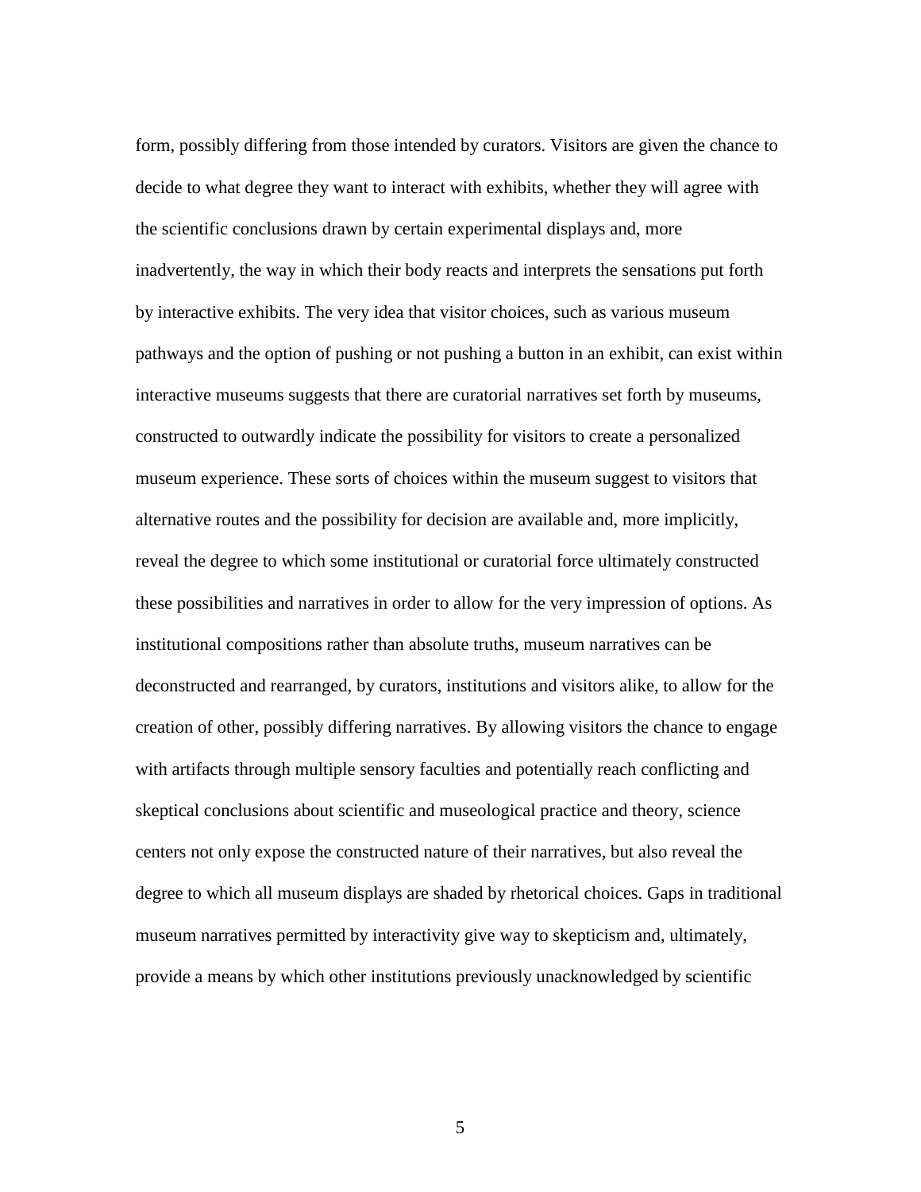form, possibly differing from those intended by curators. Visitors are given the chance to decide to what degree they want to interact with exhibits, whether they will agree with the scientific conclusions drawn by certain experimental displays and, more inadvertently, the way in which their body reacts and interprets the sensations put forth by interactive exhibits. The very idea that visitor choices, such as various museum pathways and the option of pushing or not pushing a button in an exhibit, can exist within interactive museums suggests that there are curatorial narratives set forth by museums, constructed to outwardly indicate the possibility for visitors to create a personalized museum experience. These sorts of choices within the museum suggest to visitors that alternative routes and the possibility for decision are available and, more implicitly, reveal the degree to which some institutional or curatorial force ultimately constructed these possibilities and narratives in order to allow for the very impression of options. As institutional compositions rather than absolute truths, museum narratives can be deconstructed and rearranged, by curators, institutions and visitors alike, to allow for the creation of other, possibly differing narratives. By allowing visitors the chance to engage with artifacts through multiple sensory faculties and potentially reach conflicting and skeptical conclusions about scientific and museological practice and theory, science centers not only expose the constructed nature of their narratives, but also reveal the degree to which all museum displays are shaded by rhetorical choices. Gaps in traditional museum narratives permitted by interactivity give way to skepticism and, ultimately, provide a means by which other institutions previously unacknowledged by scientific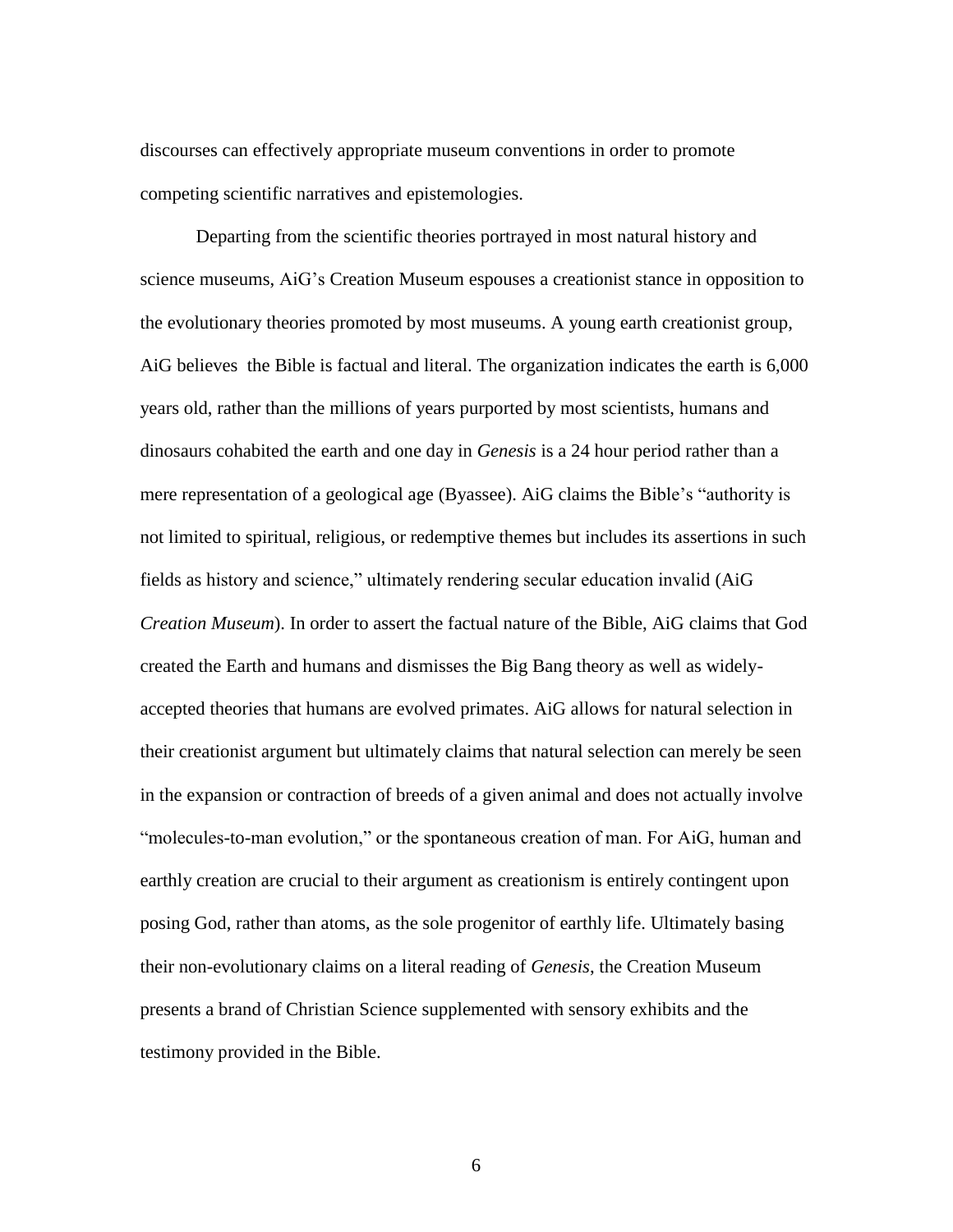discourses can effectively appropriate museum conventions in order to promote competing scientific narratives and epistemologies.

Departing from the scientific theories portrayed in most natural history and science museums, AiG's Creation Museum espouses a creationist stance in opposition to the evolutionary theories promoted by most museums. A young earth creationist group, AiG believes  the Bible is factual and literal. The organization indicates the earth is 6,000 years old, rather than the millions of years purported by most scientists, humans and dinosaurs cohabited the earth and one day in *Genesis* is a 24 hour period rather than a mere representation of a geological age (Byassee). AiG claims the Bible's "authority is not limited to spiritual, religious, or redemptive themes but includes its assertions in such fields as history and science," ultimately rendering secular education invalid (AiG *Creation Museum*). In order to assert the factual nature of the Bible, AiG claims that God created the Earth and humans and dismisses the Big Bang theory as well as widely-accepted theories that humans are evolved primates. AiG allows for natural selection in their creationist argument but ultimately claims that natural selection can merely be seen in the expansion or contraction of breeds of a given animal and does not actually involve "molecules-to-man evolution," or the spontaneous creation of man. For AiG, human and earthly creation are crucial to their argument as creationism is entirely contingent upon posing God, rather than atoms, as the sole progenitor of earthly life. Ultimately basing their non-evolutionary claims on a literal reading of *Genesis*, the Creation Museum presents a brand of Christian Science supplemented with sensory exhibits and the testimony provided in the Bible.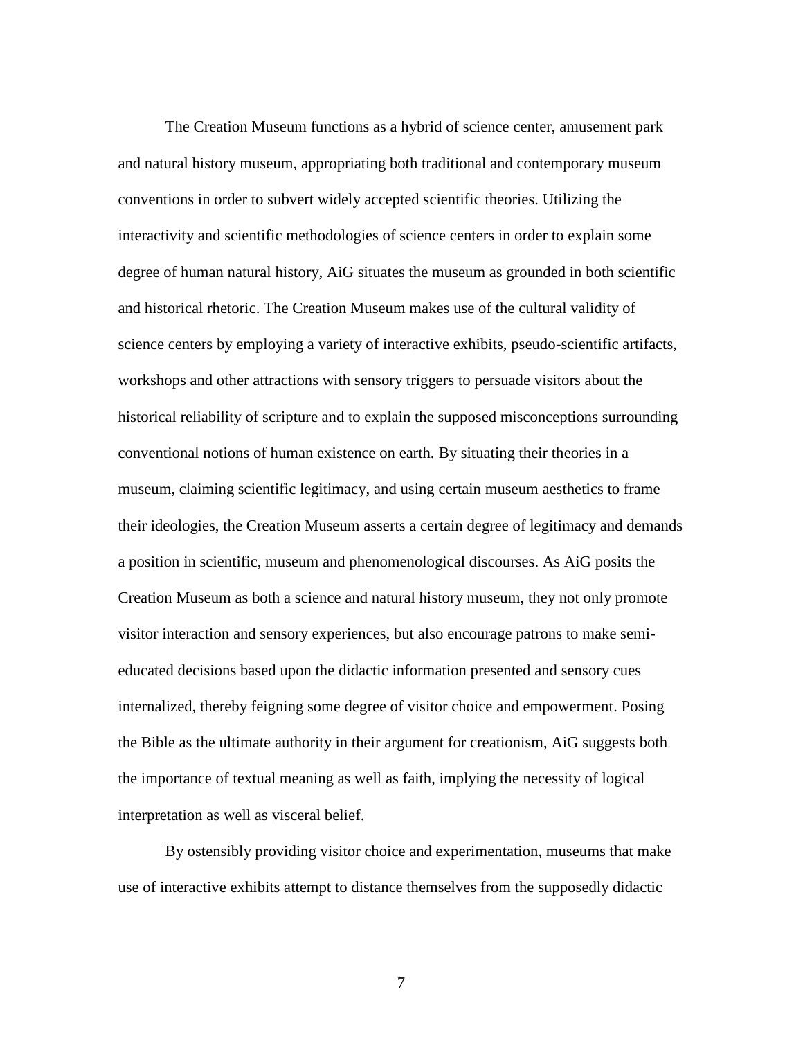The Creation Museum functions as a hybrid of science center, amusement park and natural history museum, appropriating both traditional and contemporary museum conventions in order to subvert widely accepted scientific theories. Utilizing the interactivity and scientific methodologies of science centers in order to explain some degree of human natural history, AiG situates the museum as grounded in both scientific and historical rhetoric. The Creation Museum makes use of the cultural validity of science centers by employing a variety of interactive exhibits, pseudo-scientific artifacts, workshops and other attractions with sensory triggers to persuade visitors about the historical reliability of scripture and to explain the supposed misconceptions surrounding conventional notions of human existence on earth. By situating their theories in a museum, claiming scientific legitimacy, and using certain museum aesthetics to frame their ideologies, the Creation Museum asserts a certain degree of legitimacy and demands a position in scientific, museum and phenomenological discourses. As AiG posits the Creation Museum as both a science and natural history museum, they not only promote visitor interaction and sensory experiences, but also encourage patrons to make semi-educated decisions based upon the didactic information presented and sensory cues internalized, thereby feigning some degree of visitor choice and empowerment. Posing the Bible as the ultimate authority in their argument for creationism, AiG suggests both the importance of textual meaning as well as faith, implying the necessity of logical interpretation as well as visceral belief.

By ostensibly providing visitor choice and experimentation, museums that make use of interactive exhibits attempt to distance themselves from the supposedly didactic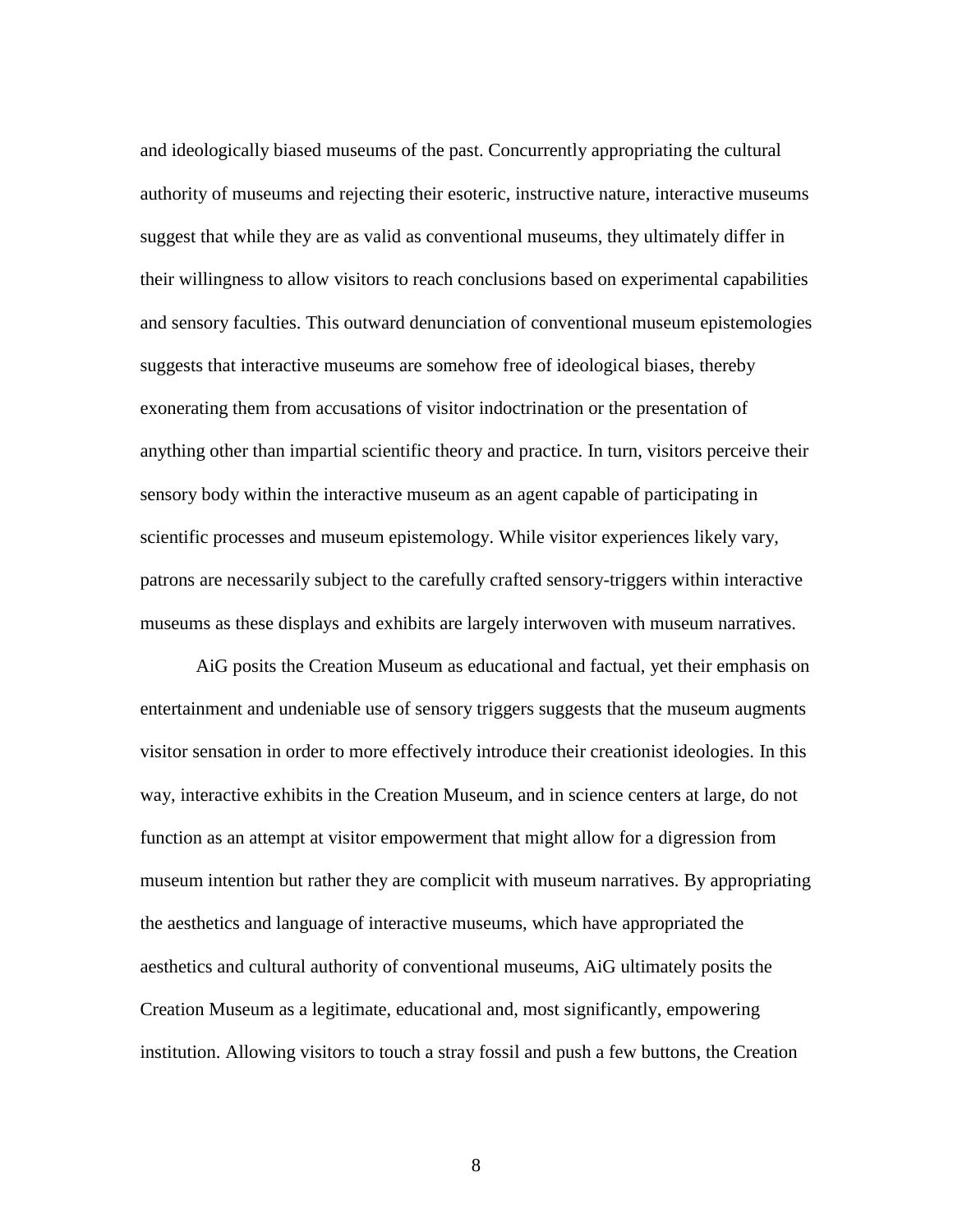and ideologically biased museums of the past. Concurrently appropriating the cultural authority of museums and rejecting their esoteric, instructive nature, interactive museums suggest that while they are as valid as conventional museums, they ultimately differ in their willingness to allow visitors to reach conclusions based on experimental capabilities and sensory faculties. This outward denunciation of conventional museum epistemologies suggests that interactive museums are somehow free of ideological biases, thereby exonerating them from accusations of visitor indoctrination or the presentation of anything other than impartial scientific theory and practice. In turn, visitors perceive their sensory body within the interactive museum as an agent capable of participating in scientific processes and museum epistemology. While visitor experiences likely vary, patrons are necessarily subject to the carefully crafted sensory-triggers within interactive museums as these displays and exhibits are largely interwoven with museum narratives.

AiG posits the Creation Museum as educational and factual, yet their emphasis on entertainment and undeniable use of sensory triggers suggests that the museum augments visitor sensation in order to more effectively introduce their creationist ideologies. In this way, interactive exhibits in the Creation Museum, and in science centers at large, do not function as an attempt at visitor empowerment that might allow for a digression from museum intention but rather they are complicit with museum narratives. By appropriating the aesthetics and language of interactive museums, which have appropriated the aesthetics and cultural authority of conventional museums, AiG ultimately posits the Creation Museum as a legitimate, educational and, most significantly, empowering institution. Allowing visitors to touch a stray fossil and push a few buttons, the Creation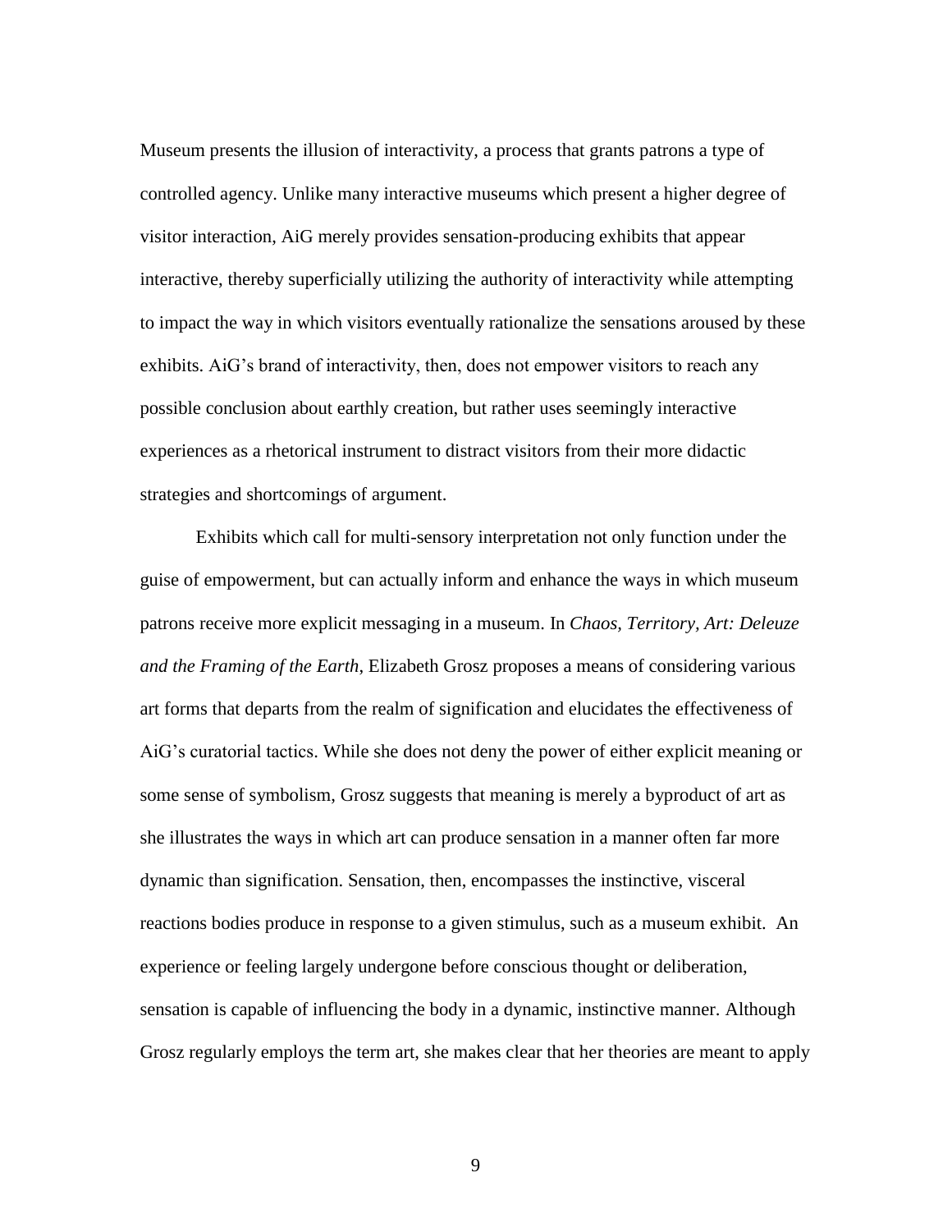Museum presents the illusion of interactivity, a process that grants patrons a type of controlled agency. Unlike many interactive museums which present a higher degree of visitor interaction, AiG merely provides sensation-producing exhibits that appear interactive, thereby superficially utilizing the authority of interactivity while attempting to impact the way in which visitors eventually rationalize the sensations aroused by these exhibits. AiG's brand of interactivity, then, does not empower visitors to reach any possible conclusion about earthly creation, but rather uses seemingly interactive experiences as a rhetorical instrument to distract visitors from their more didactic strategies and shortcomings of argument.

Exhibits which call for multi-sensory interpretation not only function under the guise of empowerment, but can actually inform and enhance the ways in which museum patrons receive more explicit messaging in a museum. In *Chaos, Territory, Art: Deleuze and the Framing of the Earth*, Elizabeth Grosz proposes a means of considering various art forms that departs from the realm of signification and elucidates the effectiveness of AiG's curatorial tactics. While she does not deny the power of either explicit meaning or some sense of symbolism, Grosz suggests that meaning is merely a byproduct of art as she illustrates the ways in which art can produce sensation in a manner often far more dynamic than signification. Sensation, then, encompasses the instinctive, visceral reactions bodies produce in response to a given stimulus, such as a museum exhibit. An experience or feeling largely undergone before conscious thought or deliberation, sensation is capable of influencing the body in a dynamic, instinctive manner. Although Grosz regularly employs the term art, she makes clear that her theories are meant to apply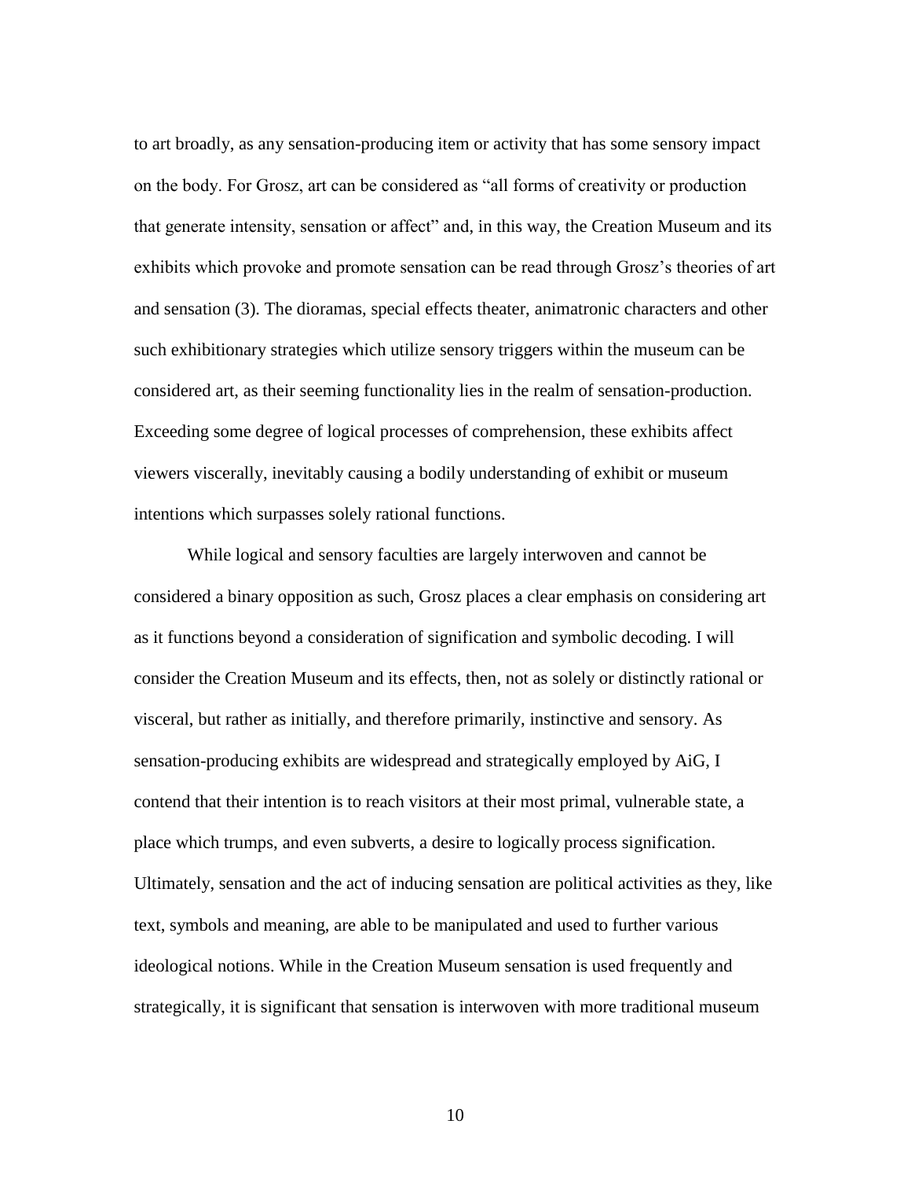to art broadly, as any sensation-producing item or activity that has some sensory impact on the body. For Grosz, art can be considered as "all forms of creativity or production that generate intensity, sensation or affect" and, in this way, the Creation Museum and its exhibits which provoke and promote sensation can be read through Grosz's theories of art and sensation (3). The dioramas, special effects theater, animatronic characters and other such exhibitionary strategies which utilize sensory triggers within the museum can be considered art, as their seeming functionality lies in the realm of sensation-production. Exceeding some degree of logical processes of comprehension, these exhibits affect viewers viscerally, inevitably causing a bodily understanding of exhibit or museum intentions which surpasses solely rational functions.

While logical and sensory faculties are largely interwoven and cannot be considered a binary opposition as such, Grosz places a clear emphasis on considering art as it functions beyond a consideration of signification and symbolic decoding. I will consider the Creation Museum and its effects, then, not as solely or distinctly rational or visceral, but rather as initially, and therefore primarily, instinctive and sensory. As sensation-producing exhibits are widespread and strategically employed by AiG, I contend that their intention is to reach visitors at their most primal, vulnerable state, a place which trumps, and even subverts, a desire to logically process signification. Ultimately, sensation and the act of inducing sensation are political activities as they, like text, symbols and meaning, are able to be manipulated and used to further various ideological notions. While in the Creation Museum sensation is used frequently and strategically, it is significant that sensation is interwoven with more traditional museum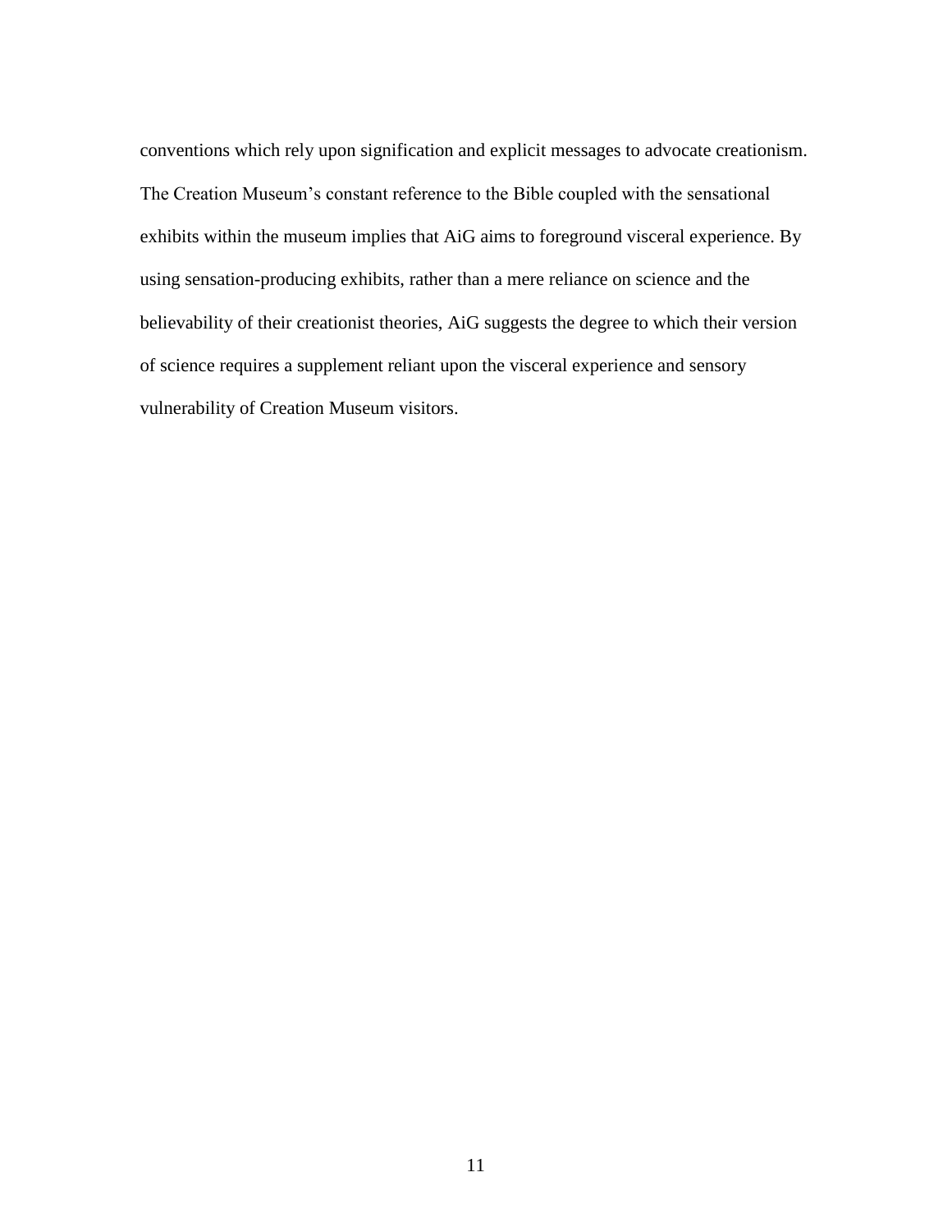conventions which rely upon signification and explicit messages to advocate creationism. The Creation Museum's constant reference to the Bible coupled with the sensational exhibits within the museum implies that AiG aims to foreground visceral experience. By using sensation-producing exhibits, rather than a mere reliance on science and the believability of their creationist theories, AiG suggests the degree to which their version of science requires a supplement reliant upon the visceral experience and sensory vulnerability of Creation Museum visitors.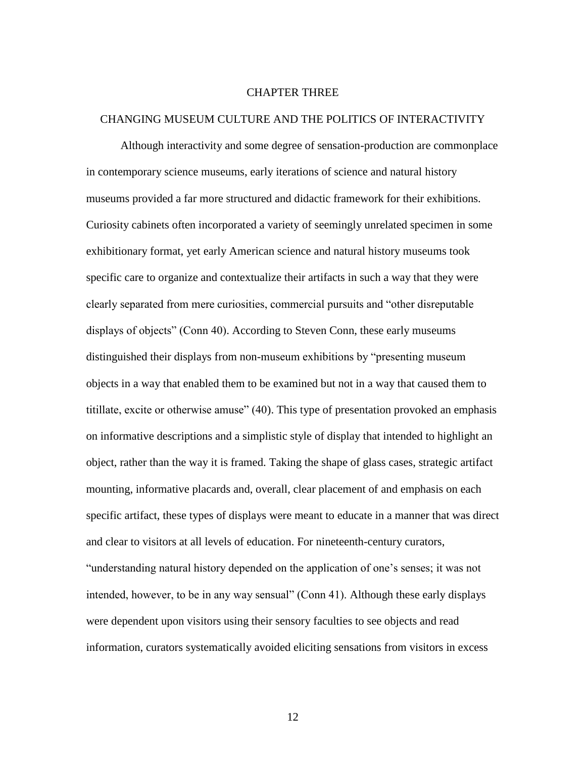# CHAPTER THREE

## CHANGING MUSEUM CULTURE AND THE POLITICS OF INTERACTIVITY

Although interactivity and some degree of sensation-production are commonplace in contemporary science museums, early iterations of science and natural history museums provided a far more structured and didactic framework for their exhibitions. Curiosity cabinets often incorporated a variety of seemingly unrelated specimen in some exhibitionary format, yet early American science and natural history museums took specific care to organize and contextualize their artifacts in such a way that they were clearly separated from mere curiosities, commercial pursuits and "other disreputable displays of objects" (Conn 40). According to Steven Conn, these early museums distinguished their displays from non-museum exhibitions by "presenting museum objects in a way that enabled them to be examined but not in a way that caused them to titillate, excite or otherwise amuse" (40). This type of presentation provoked an emphasis on informative descriptions and a simplistic style of display that intended to highlight an object, rather than the way it is framed. Taking the shape of glass cases, strategic artifact mounting, informative placards and, overall, clear placement of and emphasis on each specific artifact, these types of displays were meant to educate in a manner that was direct and clear to visitors at all levels of education. For nineteenth-century curators, "understanding natural history depended on the application of one's senses; it was not intended, however, to be in any way sensual" (Conn 41). Although these early displays were dependent upon visitors using their sensory faculties to see objects and read information, curators systematically avoided eliciting sensations from visitors in excess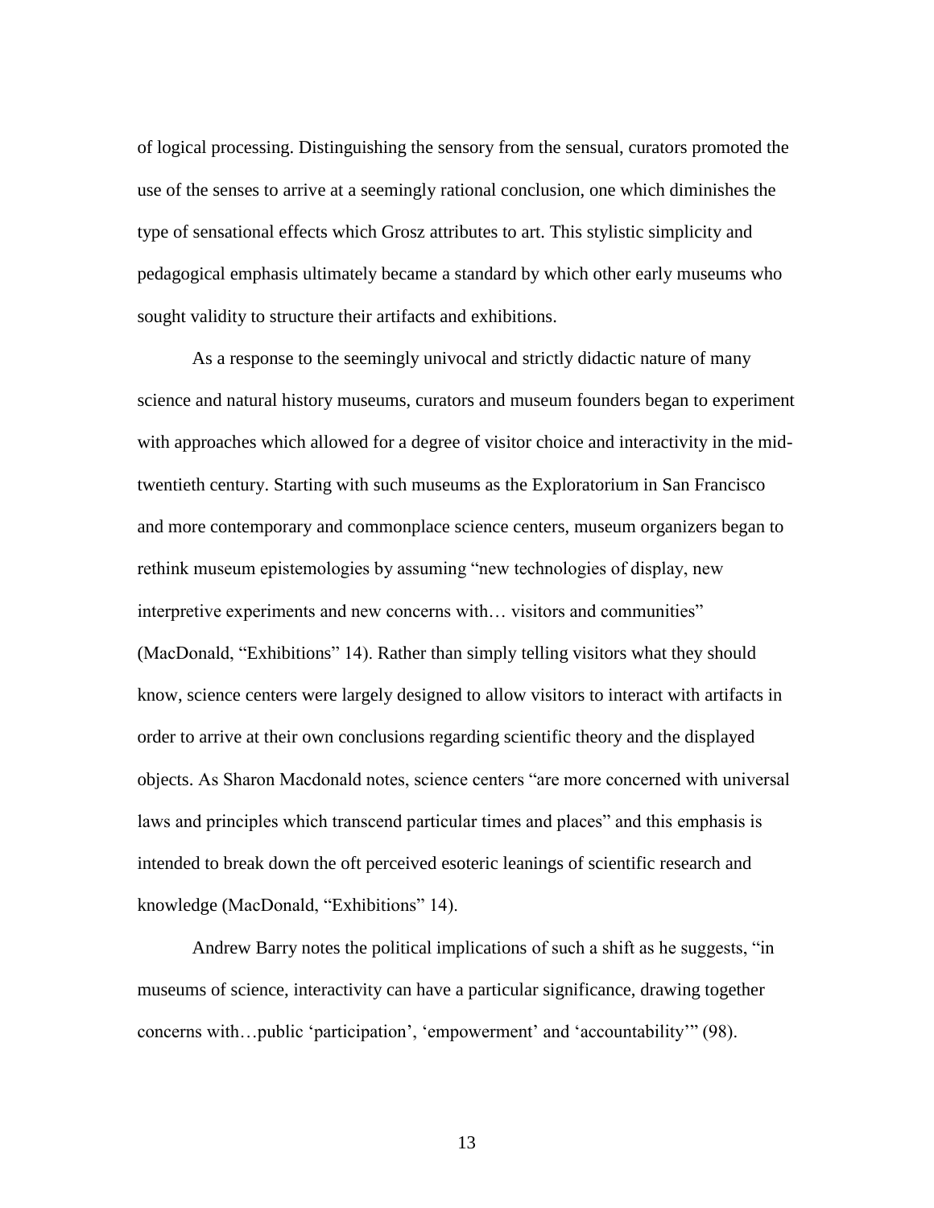of logical processing. Distinguishing the sensory from the sensual, curators promoted the use of the senses to arrive at a seemingly rational conclusion, one which diminishes the type of sensational effects which Grosz attributes to art. This stylistic simplicity and pedagogical emphasis ultimately became a standard by which other early museums who sought validity to structure their artifacts and exhibitions.

As a response to the seemingly univocal and strictly didactic nature of many science and natural history museums, curators and museum founders began to experiment with approaches which allowed for a degree of visitor choice and interactivity in the mid-twentieth century. Starting with such museums as the Exploratorium in San Francisco and more contemporary and commonplace science centers, museum organizers began to rethink museum epistemologies by assuming "new technologies of display, new interpretive experiments and new concerns with… visitors and communities" (MacDonald, "Exhibitions" 14). Rather than simply telling visitors what they should know, science centers were largely designed to allow visitors to interact with artifacts in order to arrive at their own conclusions regarding scientific theory and the displayed objects. As Sharon Macdonald notes, science centers "are more concerned with universal laws and principles which transcend particular times and places" and this emphasis is intended to break down the oft perceived esoteric leanings of scientific research and knowledge (MacDonald, "Exhibitions" 14).

Andrew Barry notes the political implications of such a shift as he suggests, "in museums of science, interactivity can have a particular significance, drawing together concerns with…public 'participation', 'empowerment' and 'accountability'" (98).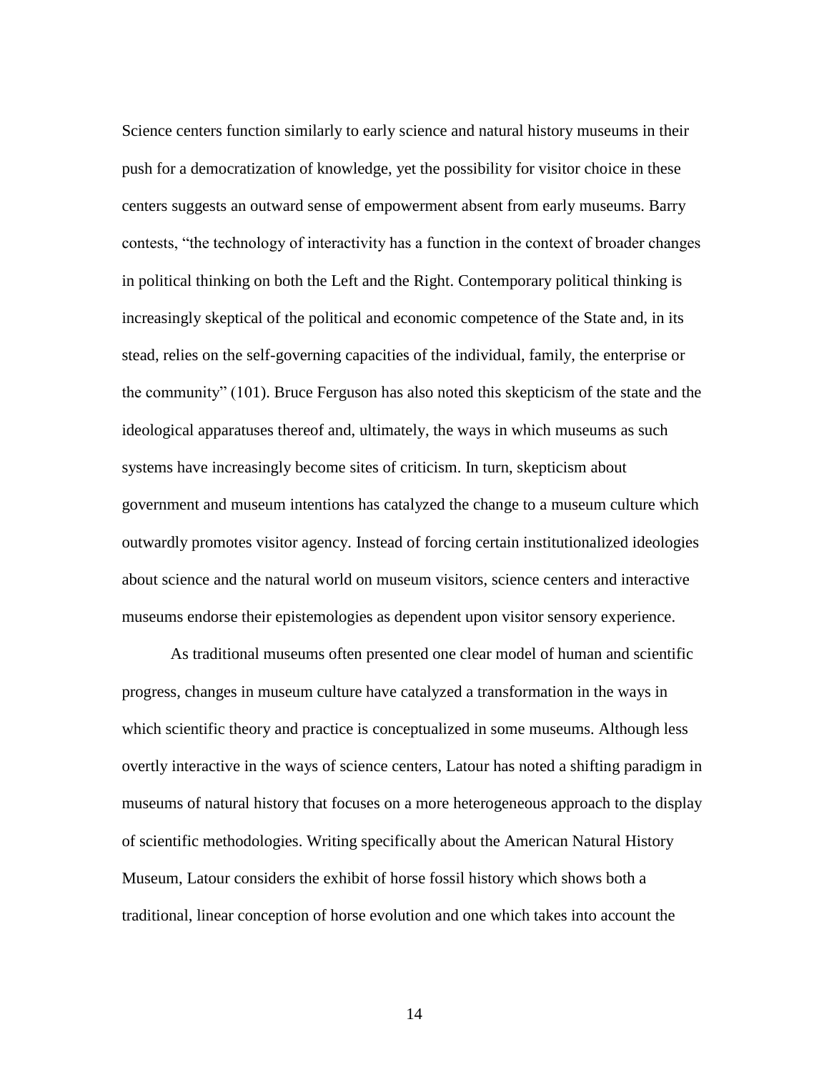Science centers function similarly to early science and natural history museums in their push for a democratization of knowledge, yet the possibility for visitor choice in these centers suggests an outward sense of empowerment absent from early museums. Barry contests, "the technology of interactivity has a function in the context of broader changes in political thinking on both the Left and the Right. Contemporary political thinking is increasingly skeptical of the political and economic competence of the State and, in its stead, relies on the self-governing capacities of the individual, family, the enterprise or the community" (101). Bruce Ferguson has also noted this skepticism of the state and the ideological apparatuses thereof and, ultimately, the ways in which museums as such systems have increasingly become sites of criticism. In turn, skepticism about government and museum intentions has catalyzed the change to a museum culture which outwardly promotes visitor agency. Instead of forcing certain institutionalized ideologies about science and the natural world on museum visitors, science centers and interactive museums endorse their epistemologies as dependent upon visitor sensory experience.

As traditional museums often presented one clear model of human and scientific progress, changes in museum culture have catalyzed a transformation in the ways in which scientific theory and practice is conceptualized in some museums. Although less overtly interactive in the ways of science centers, Latour has noted a shifting paradigm in museums of natural history that focuses on a more heterogeneous approach to the display of scientific methodologies. Writing specifically about the American Natural History Museum, Latour considers the exhibit of horse fossil history which shows both a traditional, linear conception of horse evolution and one which takes into account the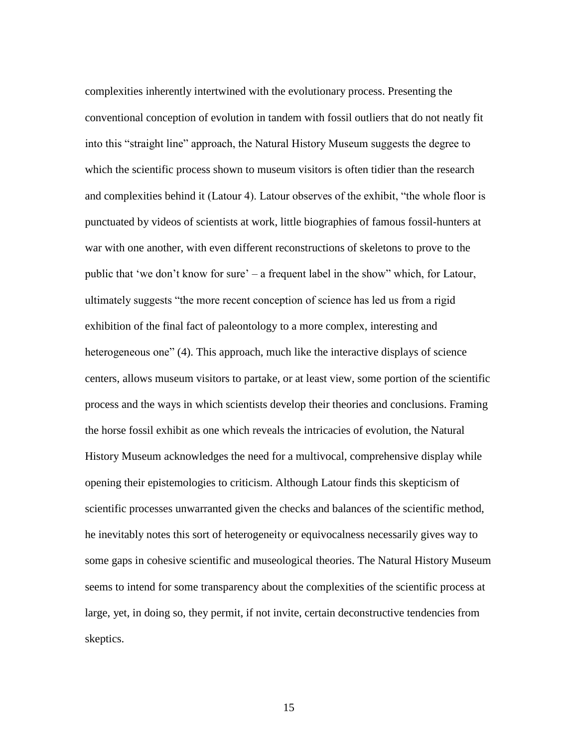complexities inherently intertwined with the evolutionary process. Presenting the conventional conception of evolution in tandem with fossil outliers that do not neatly fit into this "straight line" approach, the Natural History Museum suggests the degree to which the scientific process shown to museum visitors is often tidier than the research and complexities behind it (Latour 4). Latour observes of the exhibit, "the whole floor is punctuated by videos of scientists at work, little biographies of famous fossil-hunters at war with one another, with even different reconstructions of skeletons to prove to the public that 'we don't know for sure' – a frequent label in the show" which, for Latour, ultimately suggests "the more recent conception of science has led us from a rigid exhibition of the final fact of paleontology to a more complex, interesting and heterogeneous one" (4). This approach, much like the interactive displays of science centers, allows museum visitors to partake, or at least view, some portion of the scientific process and the ways in which scientists develop their theories and conclusions. Framing the horse fossil exhibit as one which reveals the intricacies of evolution, the Natural History Museum acknowledges the need for a multivocal, comprehensive display while opening their epistemologies to criticism. Although Latour finds this skepticism of scientific processes unwarranted given the checks and balances of the scientific method, he inevitably notes this sort of heterogeneity or equivocalness necessarily gives way to some gaps in cohesive scientific and museological theories. The Natural History Museum seems to intend for some transparency about the complexities of the scientific process at large, yet, in doing so, they permit, if not invite, certain deconstructive tendencies from skeptics.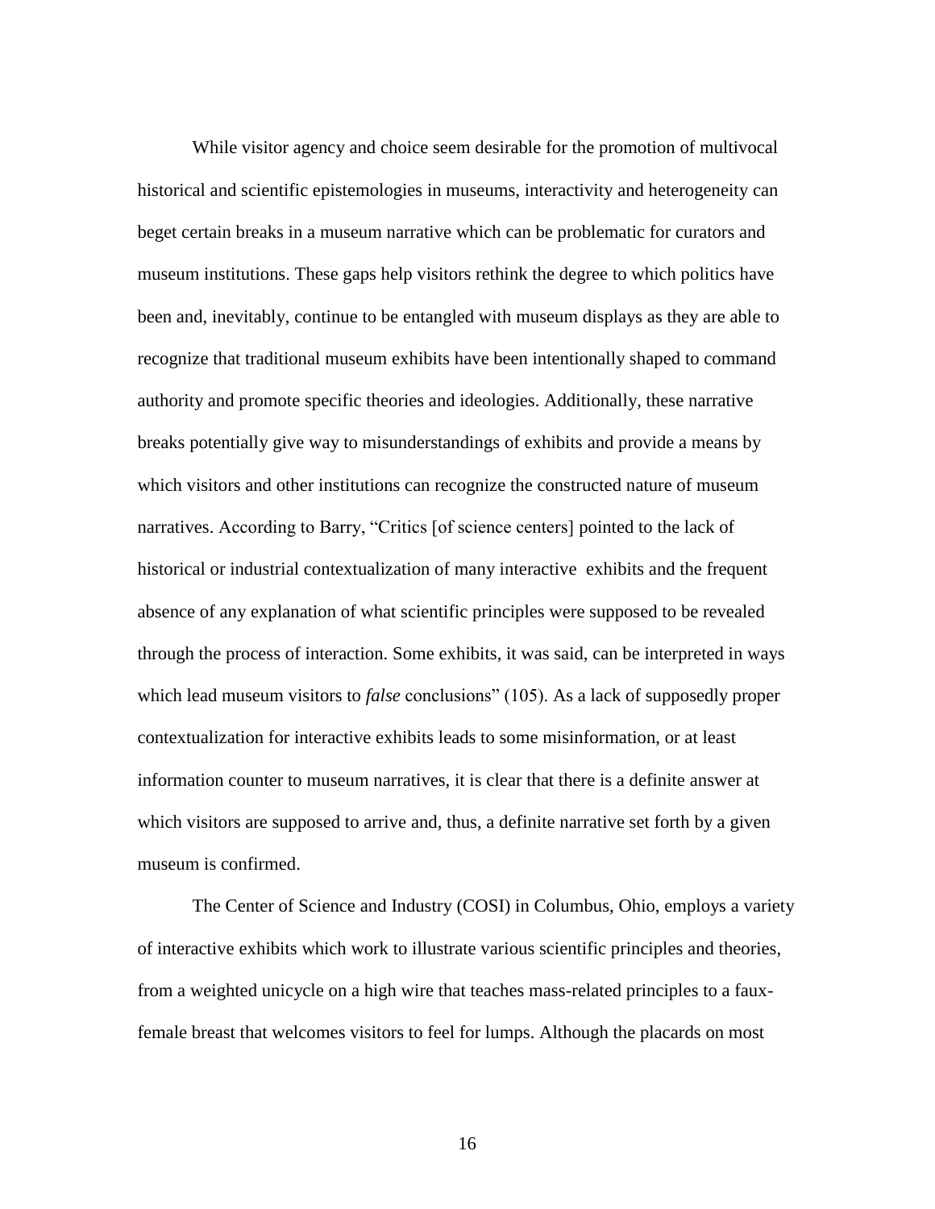While visitor agency and choice seem desirable for the promotion of multivocal historical and scientific epistemologies in museums, interactivity and heterogeneity can beget certain breaks in a museum narrative which can be problematic for curators and museum institutions. These gaps help visitors rethink the degree to which politics have been and, inevitably, continue to be entangled with museum displays as they are able to recognize that traditional museum exhibits have been intentionally shaped to command authority and promote specific theories and ideologies. Additionally, these narrative breaks potentially give way to misunderstandings of exhibits and provide a means by which visitors and other institutions can recognize the constructed nature of museum narratives. According to Barry, "Critics [of science centers] pointed to the lack of historical or industrial contextualization of many interactive exhibits and the frequent absence of any explanation of what scientific principles were supposed to be revealed through the process of interaction. Some exhibits, it was said, can be interpreted in ways which lead museum visitors to *false* conclusions" (105). As a lack of supposedly proper contextualization for interactive exhibits leads to some misinformation, or at least information counter to museum narratives, it is clear that there is a definite answer at which visitors are supposed to arrive and, thus, a definite narrative set forth by a given museum is confirmed.

The Center of Science and Industry (COSI) in Columbus, Ohio, employs a variety of interactive exhibits which work to illustrate various scientific principles and theories, from a weighted unicycle on a high wire that teaches mass-related principles to a faux-female breast that welcomes visitors to feel for lumps. Although the placards on most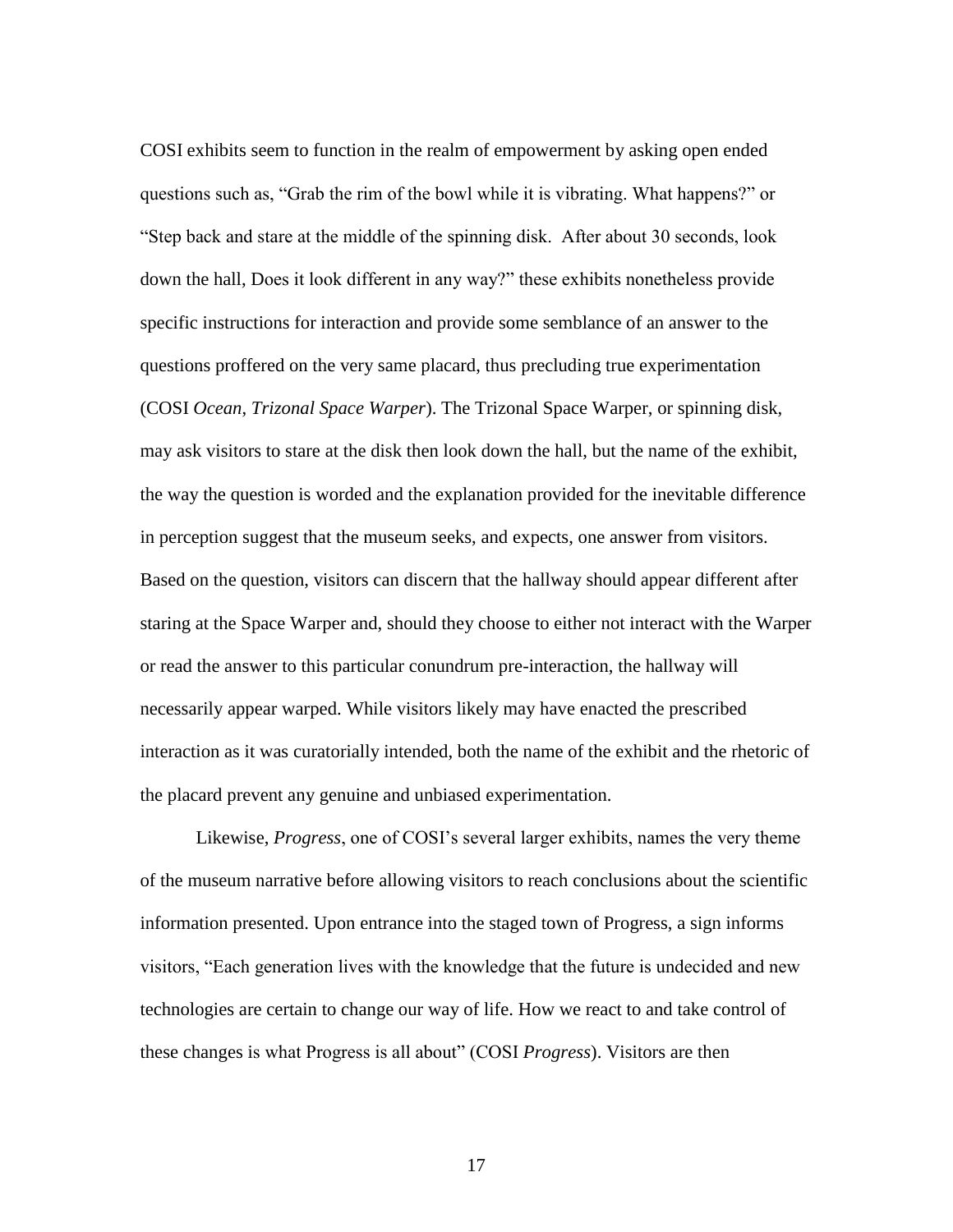COSI exhibits seem to function in the realm of empowerment by asking open ended questions such as, "Grab the rim of the bowl while it is vibrating. What happens?" or "Step back and stare at the middle of the spinning disk. After about 30 seconds, look down the hall, Does it look different in any way?" these exhibits nonetheless provide specific instructions for interaction and provide some semblance of an answer to the questions proffered on the very same placard, thus precluding true experimentation (COSI *Ocean*, *Trizonal Space Warper*). The Trizonal Space Warper, or spinning disk, may ask visitors to stare at the disk then look down the hall, but the name of the exhibit, the way the question is worded and the explanation provided for the inevitable difference in perception suggest that the museum seeks, and expects, one answer from visitors. Based on the question, visitors can discern that the hallway should appear different after staring at the Space Warper and, should they choose to either not interact with the Warper or read the answer to this particular conundrum pre-interaction, the hallway will necessarily appear warped. While visitors likely may have enacted the prescribed interaction as it was curatorially intended, both the name of the exhibit and the rhetoric of the placard prevent any genuine and unbiased experimentation.

Likewise, *Progress*, one of COSI's several larger exhibits, names the very theme of the museum narrative before allowing visitors to reach conclusions about the scientific information presented. Upon entrance into the staged town of Progress, a sign informs visitors, "Each generation lives with the knowledge that the future is undecided and new technologies are certain to change our way of life. How we react to and take control of these changes is what Progress is all about" (COSI *Progress*). Visitors are then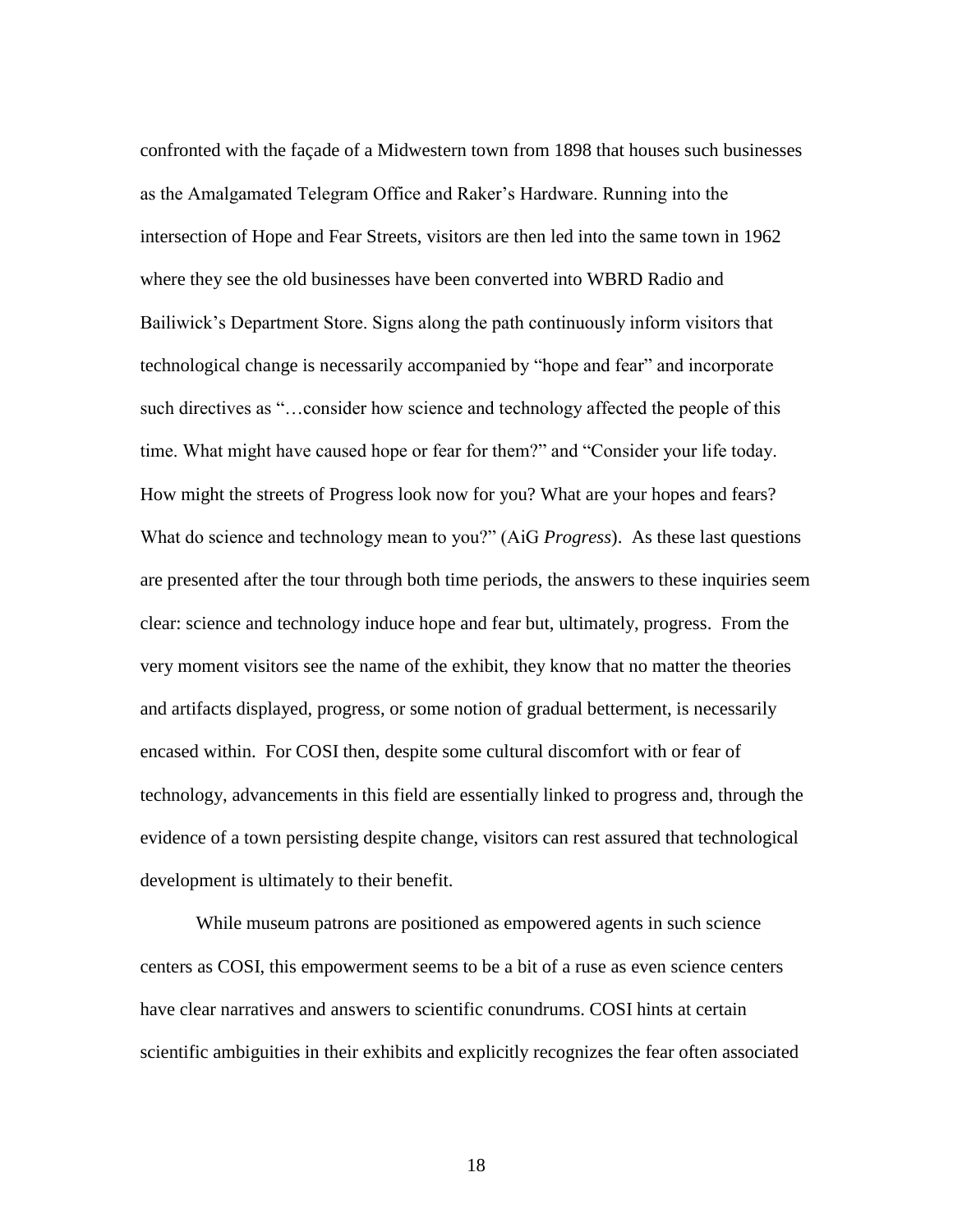confronted with the façade of a Midwestern town from 1898 that houses such businesses as the Amalgamated Telegram Office and Raker's Hardware. Running into the intersection of Hope and Fear Streets, visitors are then led into the same town in 1962 where they see the old businesses have been converted into WBRD Radio and Bailiwick's Department Store. Signs along the path continuously inform visitors that technological change is necessarily accompanied by "hope and fear" and incorporate such directives as "…consider how science and technology affected the people of this time. What might have caused hope or fear for them?" and "Consider your life today. How might the streets of Progress look now for you? What are your hopes and fears? What do science and technology mean to you?" (AiG *Progress*). As these last questions are presented after the tour through both time periods, the answers to these inquiries seem clear: science and technology induce hope and fear but, ultimately, progress. From the very moment visitors see the name of the exhibit, they know that no matter the theories and artifacts displayed, progress, or some notion of gradual betterment, is necessarily encased within. For COSI then, despite some cultural discomfort with or fear of technology, advancements in this field are essentially linked to progress and, through the evidence of a town persisting despite change, visitors can rest assured that technological development is ultimately to their benefit.

While museum patrons are positioned as empowered agents in such science centers as COSI, this empowerment seems to be a bit of a ruse as even science centers have clear narratives and answers to scientific conundrums. COSI hints at certain scientific ambiguities in their exhibits and explicitly recognizes the fear often associated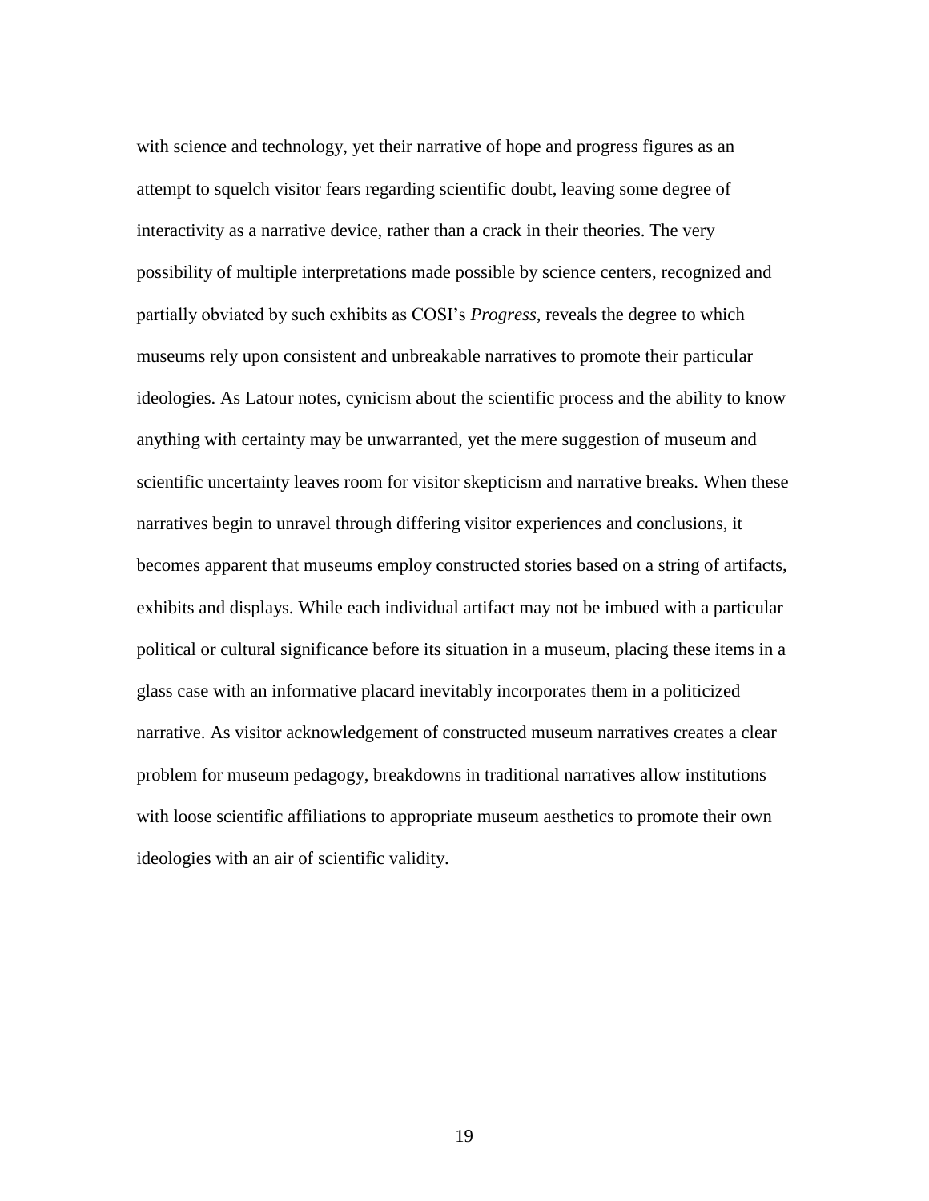with science and technology, yet their narrative of hope and progress figures as an attempt to squelch visitor fears regarding scientific doubt, leaving some degree of interactivity as a narrative device, rather than a crack in their theories. The very possibility of multiple interpretations made possible by science centers, recognized and partially obviated by such exhibits as COSI's *Progress*, reveals the degree to which museums rely upon consistent and unbreakable narratives to promote their particular ideologies. As Latour notes, cynicism about the scientific process and the ability to know anything with certainty may be unwarranted, yet the mere suggestion of museum and scientific uncertainty leaves room for visitor skepticism and narrative breaks. When these narratives begin to unravel through differing visitor experiences and conclusions, it becomes apparent that museums employ constructed stories based on a string of artifacts, exhibits and displays. While each individual artifact may not be imbued with a particular political or cultural significance before its situation in a museum, placing these items in a glass case with an informative placard inevitably incorporates them in a politicized narrative. As visitor acknowledgement of constructed museum narratives creates a clear problem for museum pedagogy, breakdowns in traditional narratives allow institutions with loose scientific affiliations to appropriate museum aesthetics to promote their own ideologies with an air of scientific validity.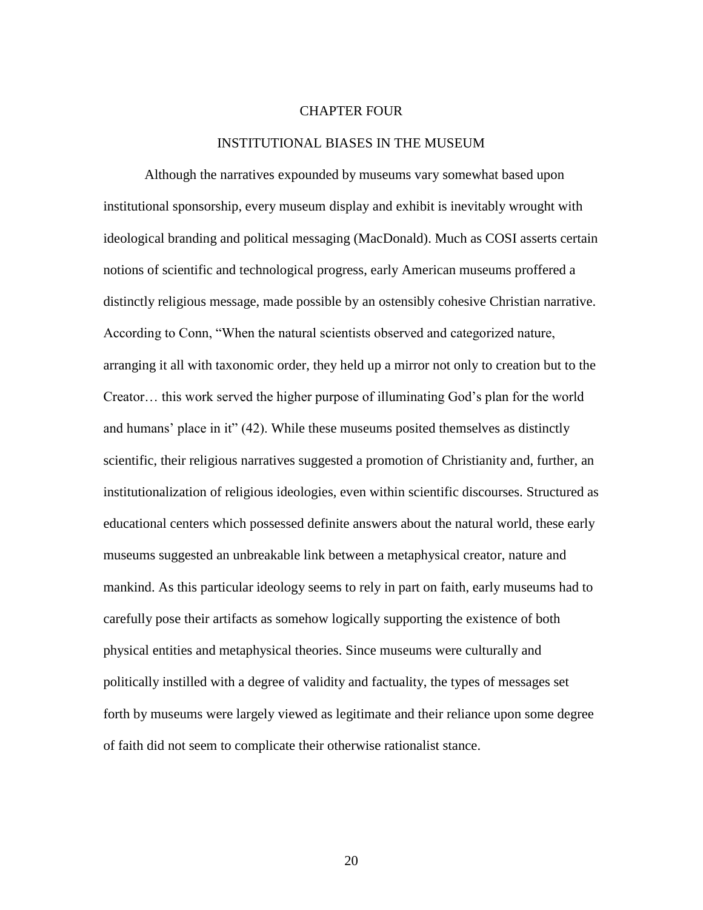# CHAPTER FOUR

## INSTITUTIONAL BIASES IN THE MUSEUM

Although the narratives expounded by museums vary somewhat based upon institutional sponsorship, every museum display and exhibit is inevitably wrought with ideological branding and political messaging (MacDonald). Much as COSI asserts certain notions of scientific and technological progress, early American museums proffered a distinctly religious message, made possible by an ostensibly cohesive Christian narrative. According to Conn, "When the natural scientists observed and categorized nature, arranging it all with taxonomic order, they held up a mirror not only to creation but to the Creator… this work served the higher purpose of illuminating God's plan for the world and humans' place in it" (42). While these museums posited themselves as distinctly scientific, their religious narratives suggested a promotion of Christianity and, further, an institutionalization of religious ideologies, even within scientific discourses. Structured as educational centers which possessed definite answers about the natural world, these early museums suggested an unbreakable link between a metaphysical creator, nature and mankind. As this particular ideology seems to rely in part on faith, early museums had to carefully pose their artifacts as somehow logically supporting the existence of both physical entities and metaphysical theories. Since museums were culturally and politically instilled with a degree of validity and factuality, the types of messages set forth by museums were largely viewed as legitimate and their reliance upon some degree of faith did not seem to complicate their otherwise rationalist stance.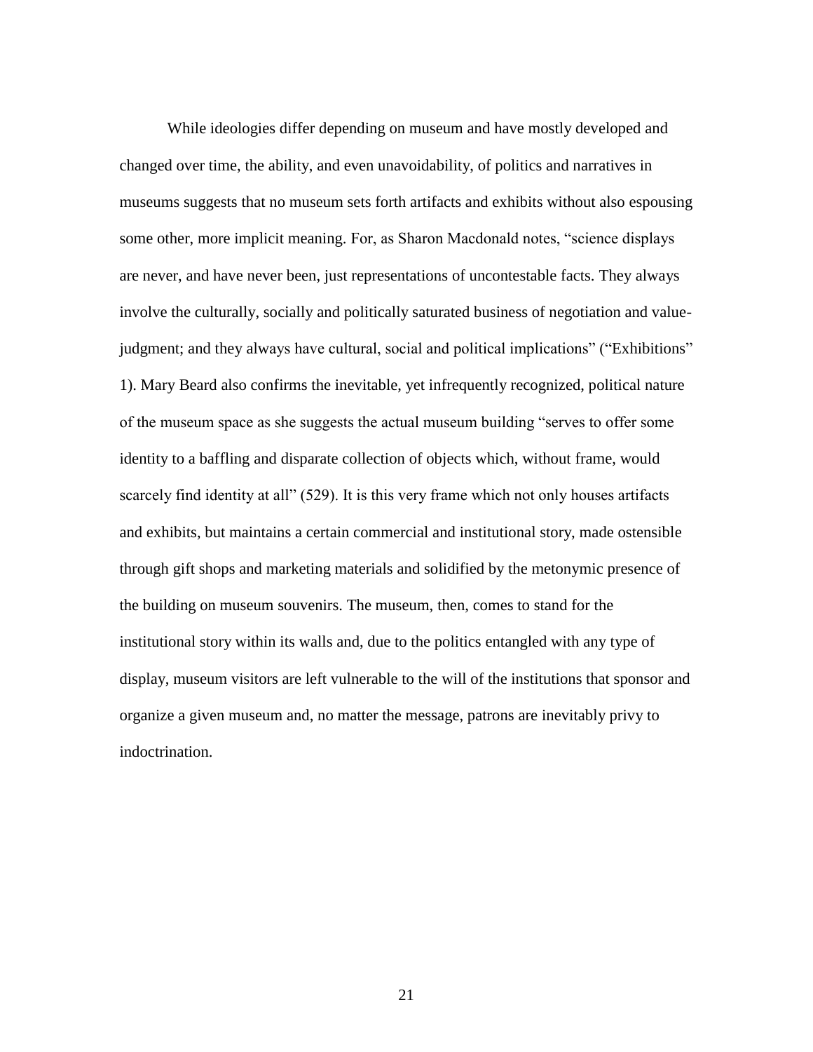While ideologies differ depending on museum and have mostly developed and changed over time, the ability, and even unavoidability, of politics and narratives in museums suggests that no museum sets forth artifacts and exhibits without also espousing some other, more implicit meaning. For, as Sharon Macdonald notes, "science displays are never, and have never been, just representations of uncontestable facts. They always involve the culturally, socially and politically saturated business of negotiation and value-judgment; and they always have cultural, social and political implications" ("Exhibitions" 1). Mary Beard also confirms the inevitable, yet infrequently recognized, political nature of the museum space as she suggests the actual museum building "serves to offer some identity to a baffling and disparate collection of objects which, without frame, would scarcely find identity at all" (529). It is this very frame which not only houses artifacts and exhibits, but maintains a certain commercial and institutional story, made ostensible through gift shops and marketing materials and solidified by the metonymic presence of the building on museum souvenirs. The museum, then, comes to stand for the institutional story within its walls and, due to the politics entangled with any type of display, museum visitors are left vulnerable to the will of the institutions that sponsor and organize a given museum and, no matter the message, patrons are inevitably privy to indoctrination.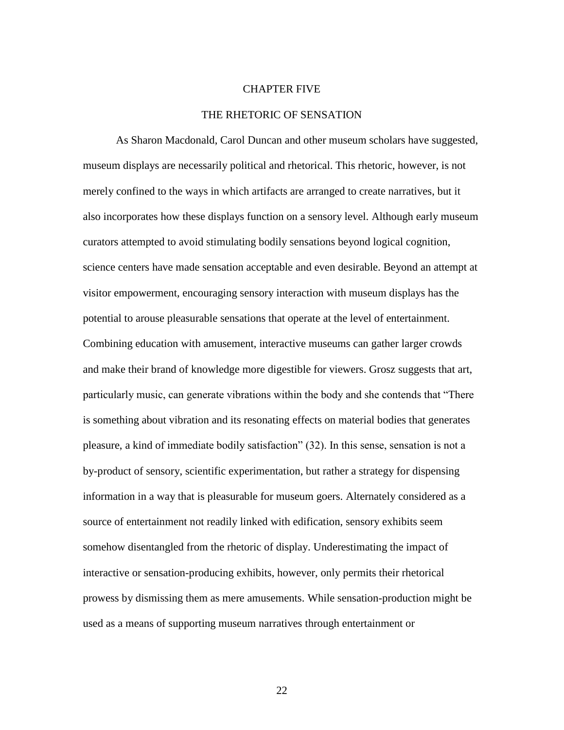# CHAPTER FIVE

## THE RHETORIC OF SENSATION

As Sharon Macdonald, Carol Duncan and other museum scholars have suggested, museum displays are necessarily political and rhetorical. This rhetoric, however, is not merely confined to the ways in which artifacts are arranged to create narratives, but it also incorporates how these displays function on a sensory level. Although early museum curators attempted to avoid stimulating bodily sensations beyond logical cognition, science centers have made sensation acceptable and even desirable. Beyond an attempt at visitor empowerment, encouraging sensory interaction with museum displays has the potential to arouse pleasurable sensations that operate at the level of entertainment. Combining education with amusement, interactive museums can gather larger crowds and make their brand of knowledge more digestible for viewers. Grosz suggests that art, particularly music, can generate vibrations within the body and she contends that "There is something about vibration and its resonating effects on material bodies that generates pleasure, a kind of immediate bodily satisfaction" (32). In this sense, sensation is not a by-product of sensory, scientific experimentation, but rather a strategy for dispensing information in a way that is pleasurable for museum goers. Alternately considered as a source of entertainment not readily linked with edification, sensory exhibits seem somehow disentangled from the rhetoric of display. Underestimating the impact of interactive or sensation-producing exhibits, however, only permits their rhetorical prowess by dismissing them as mere amusements. While sensation-production might be used as a means of supporting museum narratives through entertainment or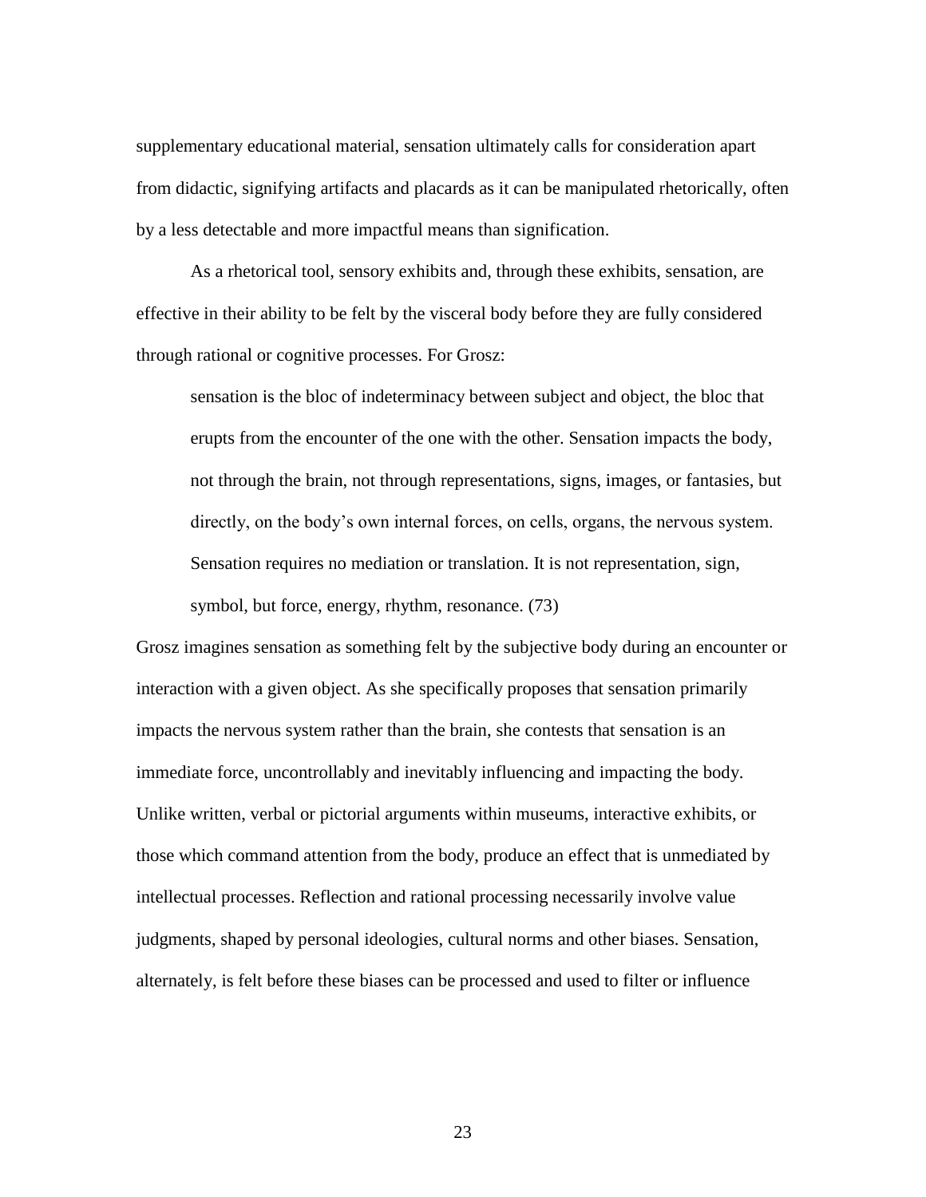supplementary educational material, sensation ultimately calls for consideration apart from didactic, signifying artifacts and placards as it can be manipulated rhetorically, often by a less detectable and more impactful means than signification.

As a rhetorical tool, sensory exhibits and, through these exhibits, sensation, are effective in their ability to be felt by the visceral body before they are fully considered through rational or cognitive processes. For Grosz:

> sensation is the bloc of indeterminacy between subject and object, the bloc that erupts from the encounter of the one with the other. Sensation impacts the body, not through the brain, not through representations, signs, images, or fantasies, but directly, on the body's own internal forces, on cells, organs, the nervous system. Sensation requires no mediation or translation. It is not representation, sign, symbol, but force, energy, rhythm, resonance. (73)

Grosz imagines sensation as something felt by the subjective body during an encounter or interaction with a given object. As she specifically proposes that sensation primarily impacts the nervous system rather than the brain, she contests that sensation is an immediate force, uncontrollably and inevitably influencing and impacting the body. Unlike written, verbal or pictorial arguments within museums, interactive exhibits, or those which command attention from the body, produce an effect that is unmediated by intellectual processes. Reflection and rational processing necessarily involve value judgments, shaped by personal ideologies, cultural norms and other biases. Sensation, alternately, is felt before these biases can be processed and used to filter or influence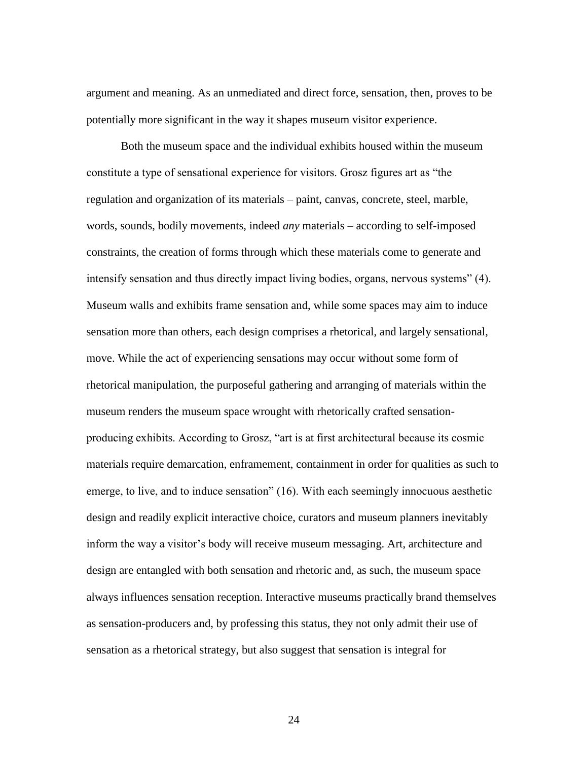argument and meaning. As an unmediated and direct force, sensation, then, proves to be potentially more significant in the way it shapes museum visitor experience.

Both the museum space and the individual exhibits housed within the museum constitute a type of sensational experience for visitors. Grosz figures art as "the regulation and organization of its materials – paint, canvas, concrete, steel, marble, words, sounds, bodily movements, indeed *any* materials – according to self-imposed constraints, the creation of forms through which these materials come to generate and intensify sensation and thus directly impact living bodies, organs, nervous systems" (4). Museum walls and exhibits frame sensation and, while some spaces may aim to induce sensation more than others, each design comprises a rhetorical, and largely sensational, move. While the act of experiencing sensations may occur without some form of rhetorical manipulation, the purposeful gathering and arranging of materials within the museum renders the museum space wrought with rhetorically crafted sensation-producing exhibits. According to Grosz, "art is at first architectural because its cosmic materials require demarcation, enframement, containment in order for qualities as such to emerge, to live, and to induce sensation" (16). With each seemingly innocuous aesthetic design and readily explicit interactive choice, curators and museum planners inevitably inform the way a visitor's body will receive museum messaging. Art, architecture and design are entangled with both sensation and rhetoric and, as such, the museum space always influences sensation reception. Interactive museums practically brand themselves as sensation-producers and, by professing this status, they not only admit their use of sensation as a rhetorical strategy, but also suggest that sensation is integral for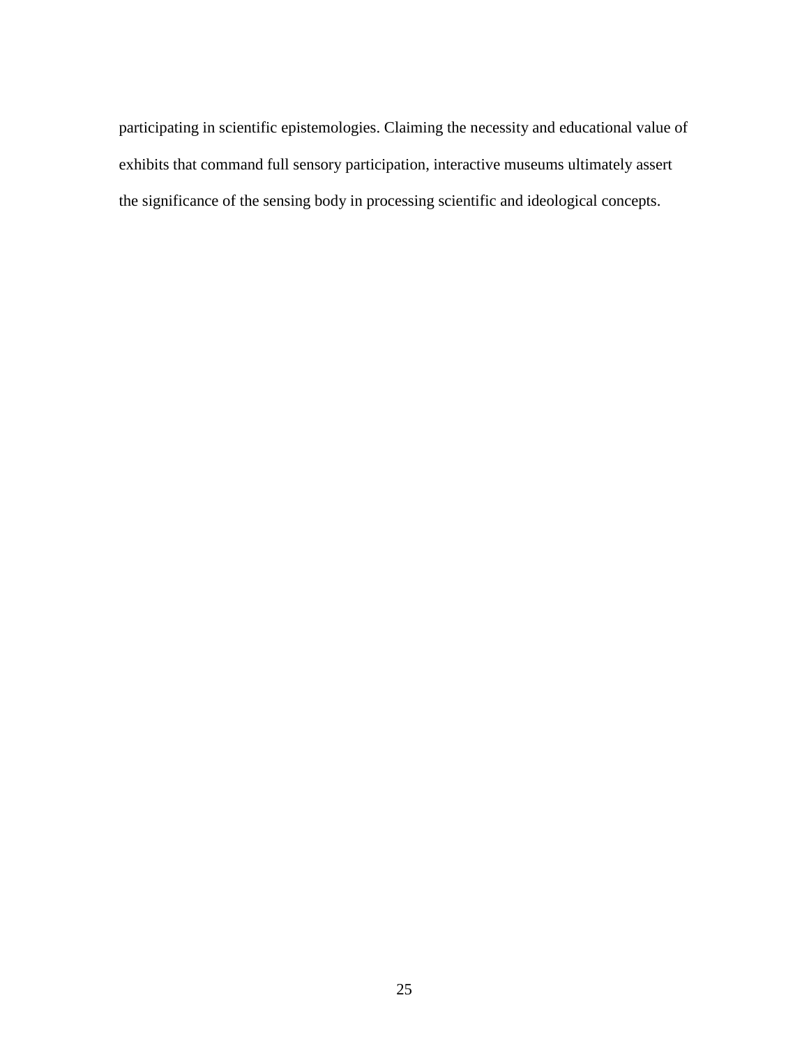participating in scientific epistemologies. Claiming the necessity and educational value of exhibits that command full sensory participation, interactive museums ultimately assert the significance of the sensing body in processing scientific and ideological concepts.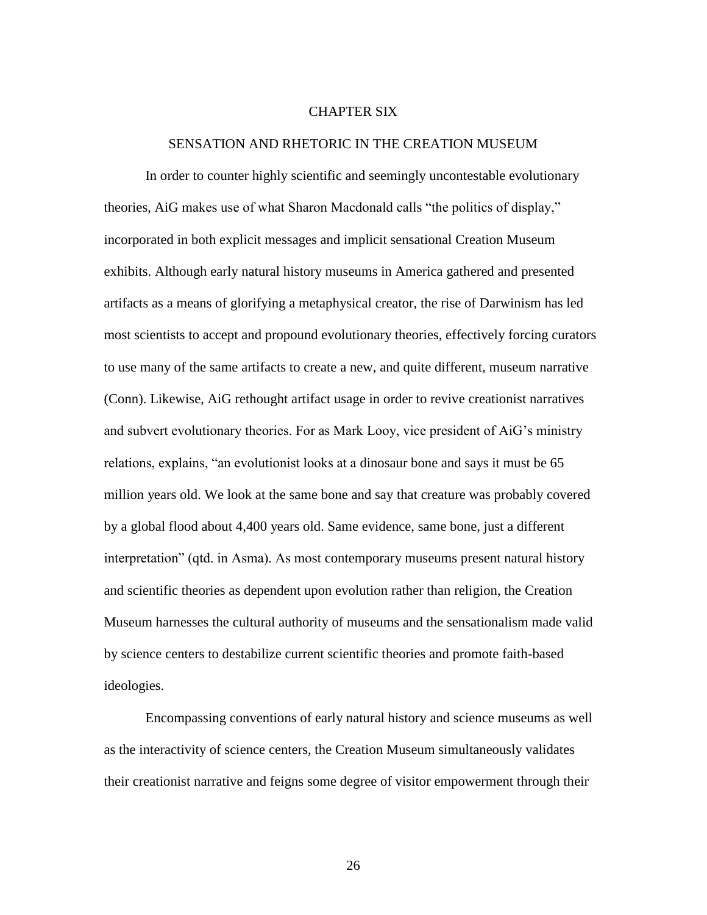# CHAPTER SIX

## SENSATION AND RHETORIC IN THE CREATION MUSEUM

In order to counter highly scientific and seemingly uncontestable evolutionary theories, AiG makes use of what Sharon Macdonald calls "the politics of display," incorporated in both explicit messages and implicit sensational Creation Museum exhibits. Although early natural history museums in America gathered and presented artifacts as a means of glorifying a metaphysical creator, the rise of Darwinism has led most scientists to accept and propound evolutionary theories, effectively forcing curators to use many of the same artifacts to create a new, and quite different, museum narrative (Conn). Likewise, AiG rethought artifact usage in order to revive creationist narratives and subvert evolutionary theories. For as Mark Looy, vice president of AiG's ministry relations, explains, "an evolutionist looks at a dinosaur bone and says it must be 65 million years old. We look at the same bone and say that creature was probably covered by a global flood about 4,400 years old. Same evidence, same bone, just a different interpretation" (qtd. in Asma). As most contemporary museums present natural history and scientific theories as dependent upon evolution rather than religion, the Creation Museum harnesses the cultural authority of museums and the sensationalism made valid by science centers to destabilize current scientific theories and promote faith-based ideologies.

Encompassing conventions of early natural history and science museums as well as the interactivity of science centers, the Creation Museum simultaneously validates their creationist narrative and feigns some degree of visitor empowerment through their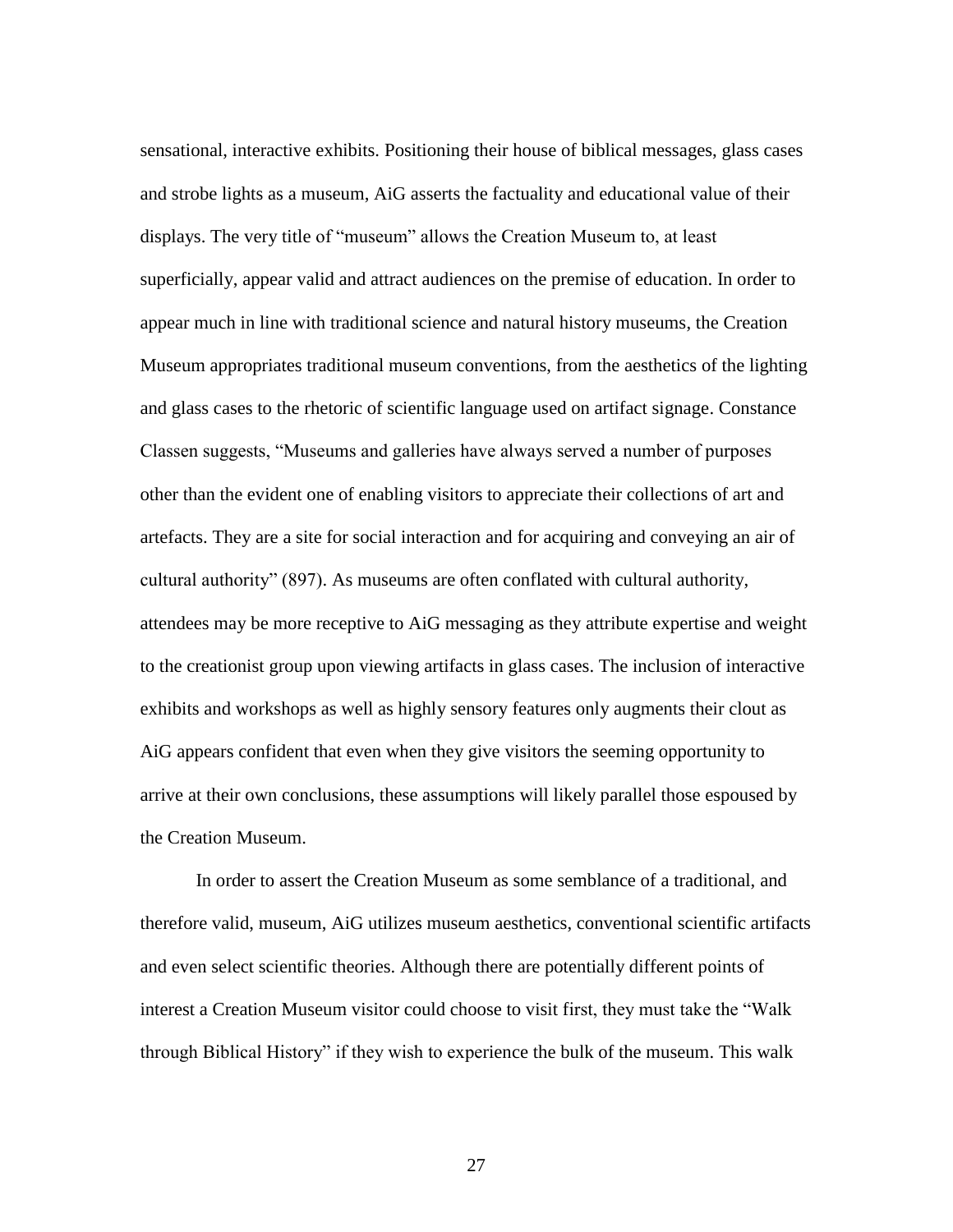sensational, interactive exhibits. Positioning their house of biblical messages, glass cases and strobe lights as a museum, AiG asserts the factuality and educational value of their displays. The very title of "museum" allows the Creation Museum to, at least superficially, appear valid and attract audiences on the premise of education. In order to appear much in line with traditional science and natural history museums, the Creation Museum appropriates traditional museum conventions, from the aesthetics of the lighting and glass cases to the rhetoric of scientific language used on artifact signage. Constance Classen suggests, "Museums and galleries have always served a number of purposes other than the evident one of enabling visitors to appreciate their collections of art and artefacts. They are a site for social interaction and for acquiring and conveying an air of cultural authority" (897). As museums are often conflated with cultural authority, attendees may be more receptive to AiG messaging as they attribute expertise and weight to the creationist group upon viewing artifacts in glass cases. The inclusion of interactive exhibits and workshops as well as highly sensory features only augments their clout as AiG appears confident that even when they give visitors the seeming opportunity to arrive at their own conclusions, these assumptions will likely parallel those espoused by the Creation Museum.

In order to assert the Creation Museum as some semblance of a traditional, and therefore valid, museum, AiG utilizes museum aesthetics, conventional scientific artifacts and even select scientific theories. Although there are potentially different points of interest a Creation Museum visitor could choose to visit first, they must take the "Walk through Biblical History" if they wish to experience the bulk of the museum. This walk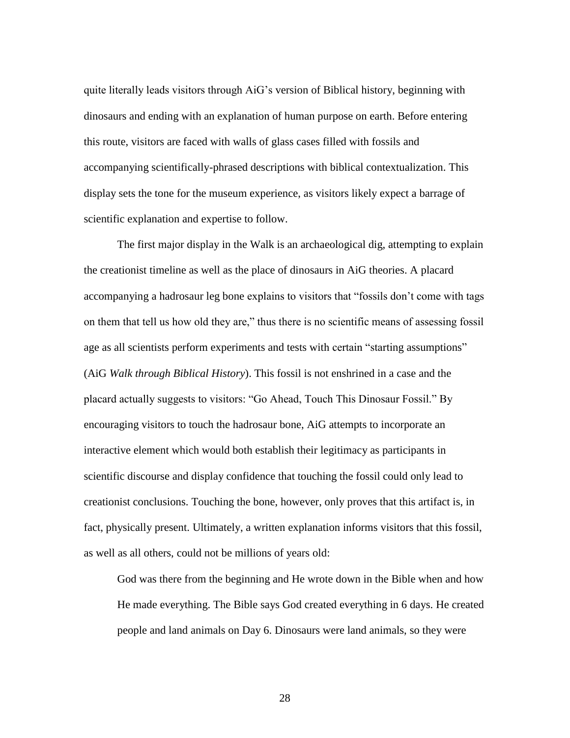quite literally leads visitors through AiG's version of Biblical history, beginning with dinosaurs and ending with an explanation of human purpose on earth. Before entering this route, visitors are faced with walls of glass cases filled with fossils and accompanying scientifically-phrased descriptions with biblical contextualization. This display sets the tone for the museum experience, as visitors likely expect a barrage of scientific explanation and expertise to follow.

The first major display in the Walk is an archaeological dig, attempting to explain the creationist timeline as well as the place of dinosaurs in AiG theories. A placard accompanying a hadrosaur leg bone explains to visitors that "fossils don't come with tags on them that tell us how old they are," thus there is no scientific means of assessing fossil age as all scientists perform experiments and tests with certain "starting assumptions" (AiG *Walk through Biblical History*). This fossil is not enshrined in a case and the placard actually suggests to visitors: "Go Ahead, Touch This Dinosaur Fossil." By encouraging visitors to touch the hadrosaur bone, AiG attempts to incorporate an interactive element which would both establish their legitimacy as participants in scientific discourse and display confidence that touching the fossil could only lead to creationist conclusions. Touching the bone, however, only proves that this artifact is, in fact, physically present. Ultimately, a written explanation informs visitors that this fossil, as well as all others, could not be millions of years old:

> God was there from the beginning and He wrote down in the Bible when and how He made everything. The Bible says God created everything in 6 days. He created people and land animals on Day 6. Dinosaurs were land animals, so they were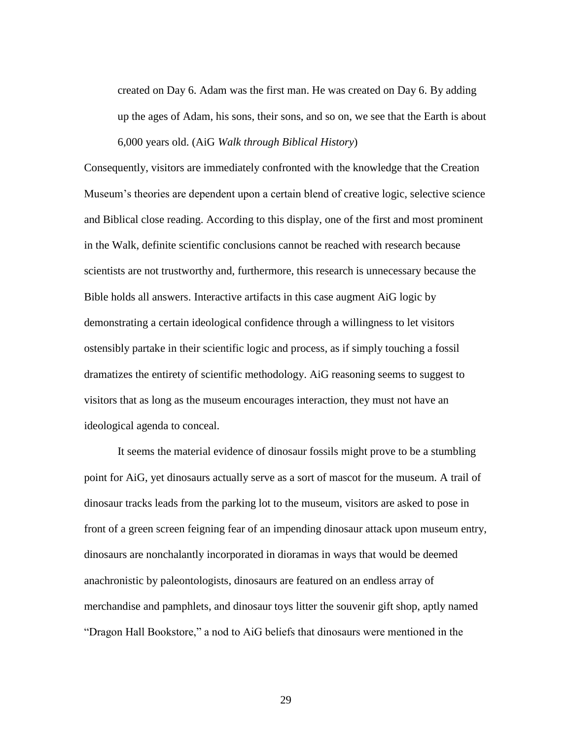> created on Day 6. Adam was the first man. He was created on Day 6. By adding up the ages of Adam, his sons, their sons, and so on, we see that the Earth is about 6,000 years old. (AiG *Walk through Biblical History*)

Consequently, visitors are immediately confronted with the knowledge that the Creation Museum's theories are dependent upon a certain blend of creative logic, selective science and Biblical close reading. According to this display, one of the first and most prominent in the Walk, definite scientific conclusions cannot be reached with research because scientists are not trustworthy and, furthermore, this research is unnecessary because the Bible holds all answers. Interactive artifacts in this case augment AiG logic by demonstrating a certain ideological confidence through a willingness to let visitors ostensibly partake in their scientific logic and process, as if simply touching a fossil dramatizes the entirety of scientific methodology. AiG reasoning seems to suggest to visitors that as long as the museum encourages interaction, they must not have an ideological agenda to conceal.

It seems the material evidence of dinosaur fossils might prove to be a stumbling point for AiG, yet dinosaurs actually serve as a sort of mascot for the museum. A trail of dinosaur tracks leads from the parking lot to the museum, visitors are asked to pose in front of a green screen feigning fear of an impending dinosaur attack upon museum entry, dinosaurs are nonchalantly incorporated in dioramas in ways that would be deemed anachronistic by paleontologists, dinosaurs are featured on an endless array of merchandise and pamphlets, and dinosaur toys litter the souvenir gift shop, aptly named "Dragon Hall Bookstore," a nod to AiG beliefs that dinosaurs were mentioned in the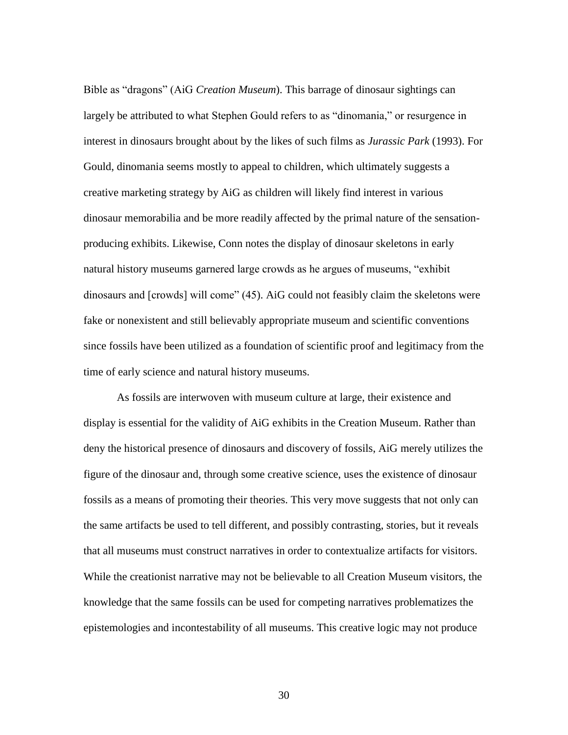Bible as "dragons" (AiG *Creation Museum*). This barrage of dinosaur sightings can largely be attributed to what Stephen Gould refers to as "dinomania," or resurgence in interest in dinosaurs brought about by the likes of such films as *Jurassic Park* (1993). For Gould, dinomania seems mostly to appeal to children, which ultimately suggests a creative marketing strategy by AiG as children will likely find interest in various dinosaur memorabilia and be more readily affected by the primal nature of the sensation-producing exhibits. Likewise, Conn notes the display of dinosaur skeletons in early natural history museums garnered large crowds as he argues of museums, "exhibit dinosaurs and [crowds] will come" (45). AiG could not feasibly claim the skeletons were fake or nonexistent and still believably appropriate museum and scientific conventions since fossils have been utilized as a foundation of scientific proof and legitimacy from the time of early science and natural history museums.

As fossils are interwoven with museum culture at large, their existence and display is essential for the validity of AiG exhibits in the Creation Museum. Rather than deny the historical presence of dinosaurs and discovery of fossils, AiG merely utilizes the figure of the dinosaur and, through some creative science, uses the existence of dinosaur fossils as a means of promoting their theories. This very move suggests that not only can the same artifacts be used to tell different, and possibly contrasting, stories, but it reveals that all museums must construct narratives in order to contextualize artifacts for visitors. While the creationist narrative may not be believable to all Creation Museum visitors, the knowledge that the same fossils can be used for competing narratives problematizes the epistemologies and incontestability of all museums. This creative logic may not produce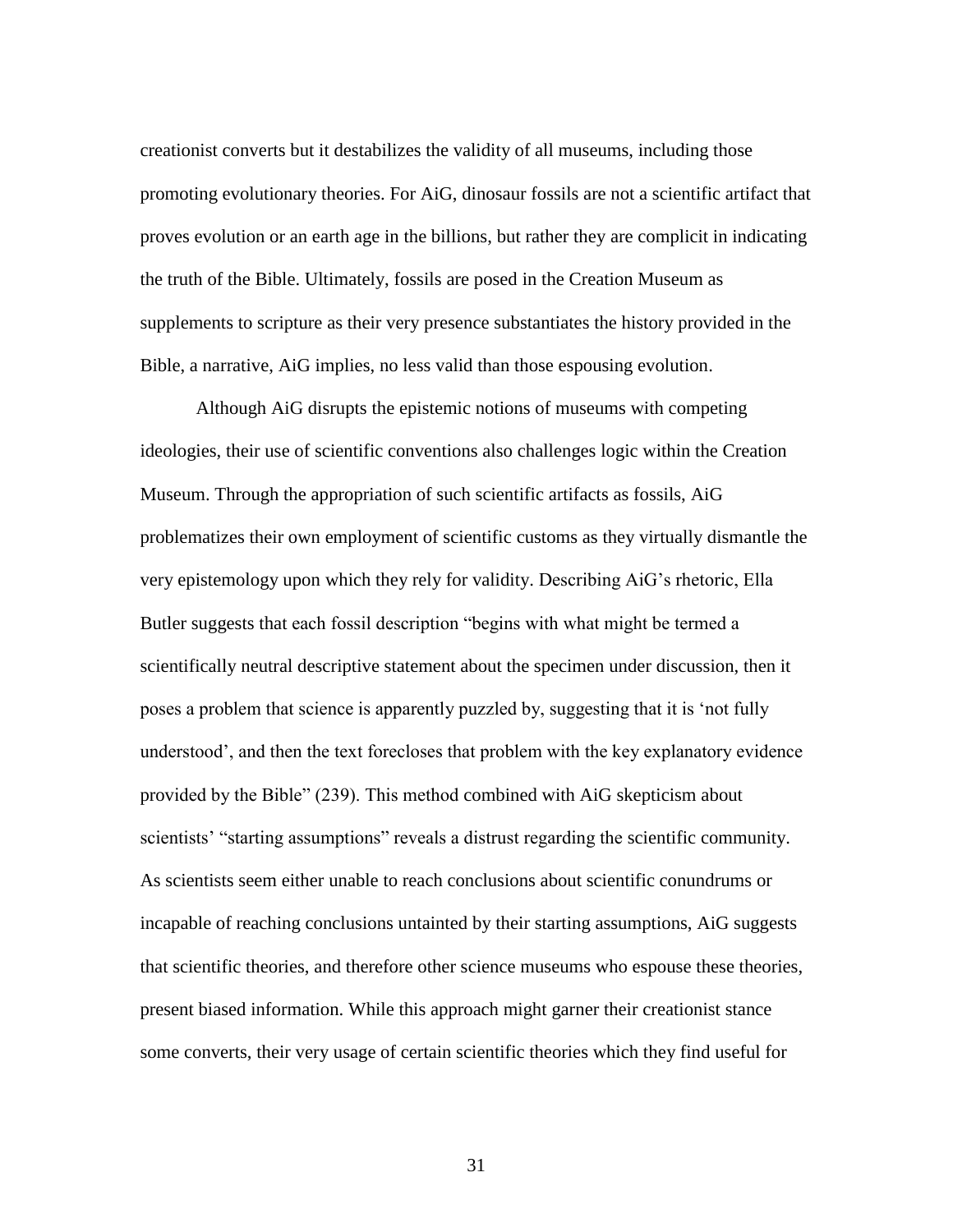creationist converts but it destabilizes the validity of all museums, including those promoting evolutionary theories. For AiG, dinosaur fossils are not a scientific artifact that proves evolution or an earth age in the billions, but rather they are complicit in indicating the truth of the Bible. Ultimately, fossils are posed in the Creation Museum as supplements to scripture as their very presence substantiates the history provided in the Bible, a narrative, AiG implies, no less valid than those espousing evolution.

Although AiG disrupts the epistemic notions of museums with competing ideologies, their use of scientific conventions also challenges logic within the Creation Museum. Through the appropriation of such scientific artifacts as fossils, AiG problematizes their own employment of scientific customs as they virtually dismantle the very epistemology upon which they rely for validity. Describing AiG's rhetoric, Ella Butler suggests that each fossil description "begins with what might be termed a scientifically neutral descriptive statement about the specimen under discussion, then it poses a problem that science is apparently puzzled by, suggesting that it is 'not fully understood', and then the text forecloses that problem with the key explanatory evidence provided by the Bible" (239). This method combined with AiG skepticism about scientists' "starting assumptions" reveals a distrust regarding the scientific community. As scientists seem either unable to reach conclusions about scientific conundrums or incapable of reaching conclusions untainted by their starting assumptions, AiG suggests that scientific theories, and therefore other science museums who espouse these theories, present biased information. While this approach might garner their creationist stance some converts, their very usage of certain scientific theories which they find useful for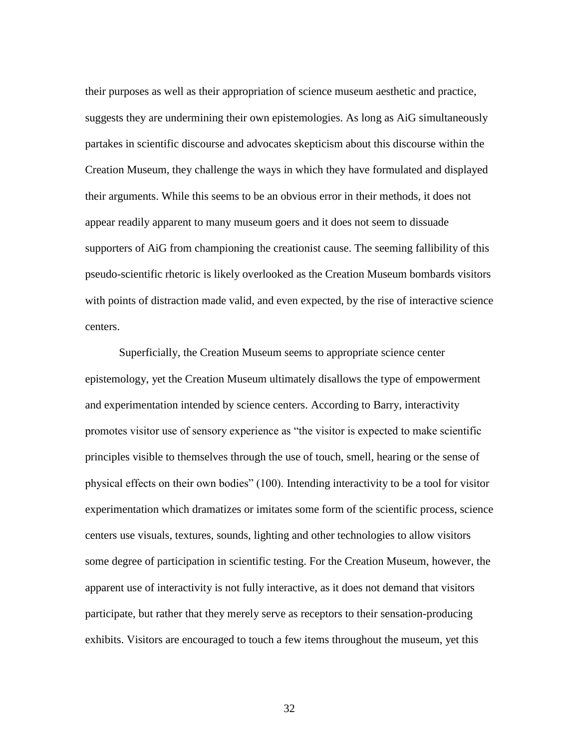their purposes as well as their appropriation of science museum aesthetic and practice, suggests they are undermining their own epistemologies. As long as AiG simultaneously partakes in scientific discourse and advocates skepticism about this discourse within the Creation Museum, they challenge the ways in which they have formulated and displayed their arguments. While this seems to be an obvious error in their methods, it does not appear readily apparent to many museum goers and it does not seem to dissuade supporters of AiG from championing the creationist cause. The seeming fallibility of this pseudo-scientific rhetoric is likely overlooked as the Creation Museum bombards visitors with points of distraction made valid, and even expected, by the rise of interactive science centers.

Superficially, the Creation Museum seems to appropriate science center epistemology, yet the Creation Museum ultimately disallows the type of empowerment and experimentation intended by science centers. According to Barry, interactivity promotes visitor use of sensory experience as "the visitor is expected to make scientific principles visible to themselves through the use of touch, smell, hearing or the sense of physical effects on their own bodies" (100). Intending interactivity to be a tool for visitor experimentation which dramatizes or imitates some form of the scientific process, science centers use visuals, textures, sounds, lighting and other technologies to allow visitors some degree of participation in scientific testing. For the Creation Museum, however, the apparent use of interactivity is not fully interactive, as it does not demand that visitors participate, but rather that they merely serve as receptors to their sensation-producing exhibits. Visitors are encouraged to touch a few items throughout the museum, yet this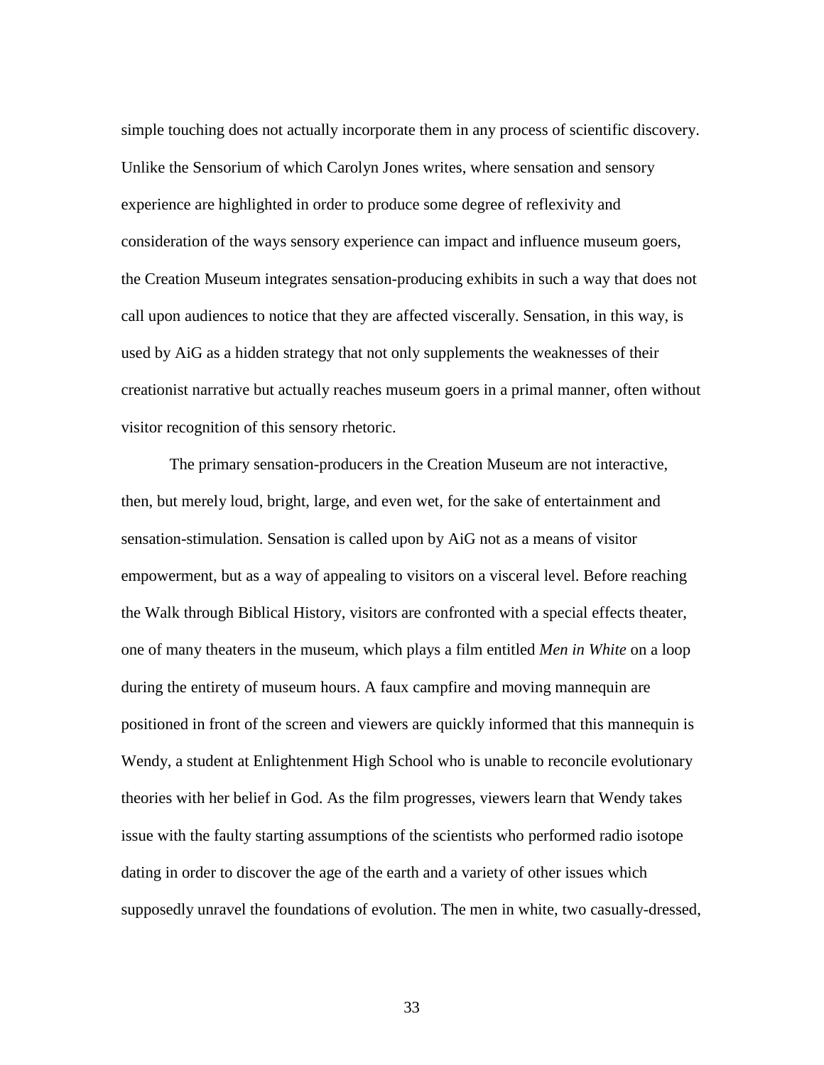simple touching does not actually incorporate them in any process of scientific discovery. Unlike the Sensorium of which Carolyn Jones writes, where sensation and sensory experience are highlighted in order to produce some degree of reflexivity and consideration of the ways sensory experience can impact and influence museum goers, the Creation Museum integrates sensation-producing exhibits in such a way that does not call upon audiences to notice that they are affected viscerally. Sensation, in this way, is used by AiG as a hidden strategy that not only supplements the weaknesses of their creationist narrative but actually reaches museum goers in a primal manner, often without visitor recognition of this sensory rhetoric.

The primary sensation-producers in the Creation Museum are not interactive, then, but merely loud, bright, large, and even wet, for the sake of entertainment and sensation-stimulation. Sensation is called upon by AiG not as a means of visitor empowerment, but as a way of appealing to visitors on a visceral level. Before reaching the Walk through Biblical History, visitors are confronted with a special effects theater, one of many theaters in the museum, which plays a film entitled *Men in White* on a loop during the entirety of museum hours. A faux campfire and moving mannequin are positioned in front of the screen and viewers are quickly informed that this mannequin is Wendy, a student at Enlightenment High School who is unable to reconcile evolutionary theories with her belief in God. As the film progresses, viewers learn that Wendy takes issue with the faulty starting assumptions of the scientists who performed radio isotope dating in order to discover the age of the earth and a variety of other issues which supposedly unravel the foundations of evolution. The men in white, two casually-dressed,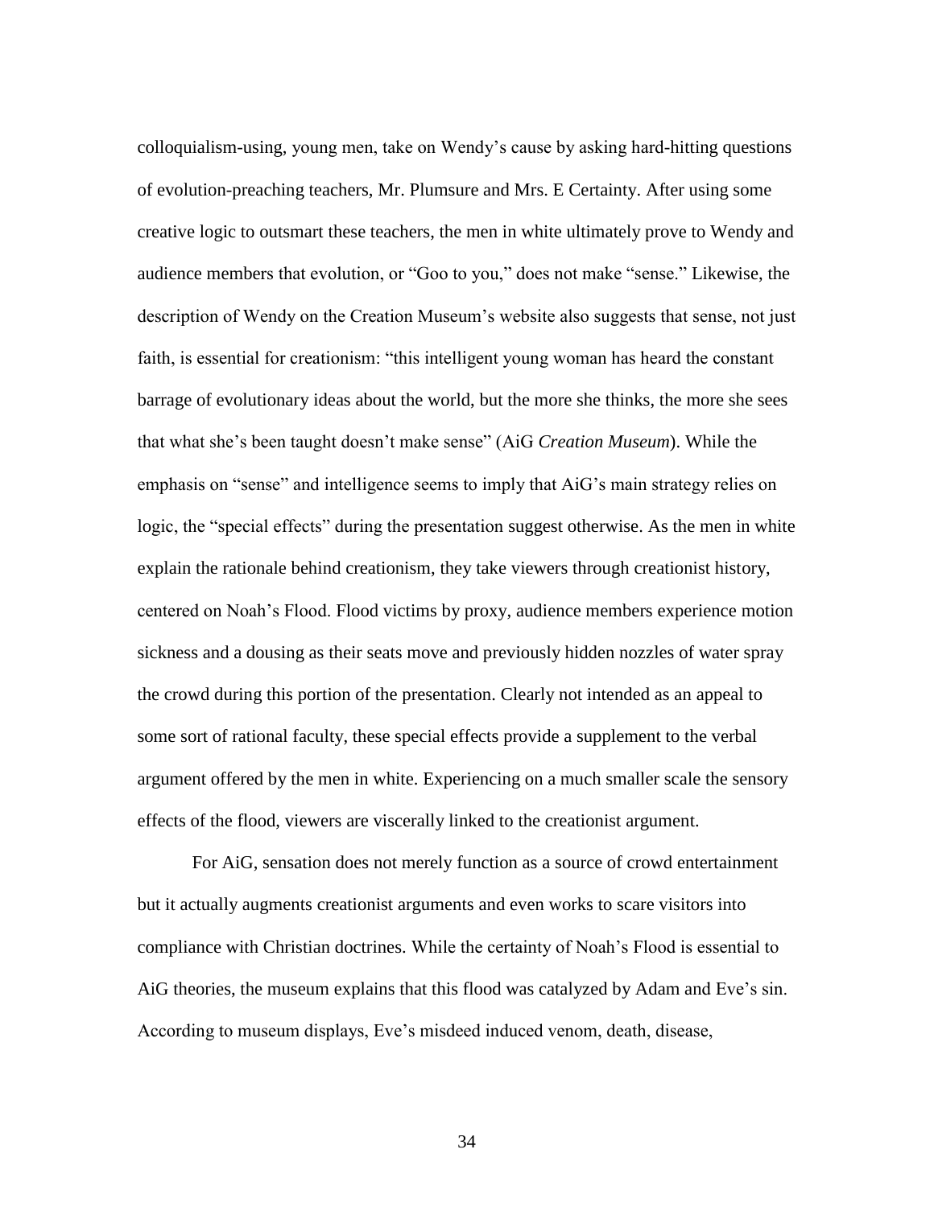colloquialism-using, young men, take on Wendy's cause by asking hard-hitting questions of evolution-preaching teachers, Mr. Plumsure and Mrs. E Certainty. After using some creative logic to outsmart these teachers, the men in white ultimately prove to Wendy and audience members that evolution, or "Goo to you," does not make "sense." Likewise, the description of Wendy on the Creation Museum's website also suggests that sense, not just faith, is essential for creationism: "this intelligent young woman has heard the constant barrage of evolutionary ideas about the world, but the more she thinks, the more she sees that what she's been taught doesn't make sense" (AiG *Creation Museum*). While the emphasis on "sense" and intelligence seems to imply that AiG's main strategy relies on logic, the "special effects" during the presentation suggest otherwise. As the men in white explain the rationale behind creationism, they take viewers through creationist history, centered on Noah's Flood. Flood victims by proxy, audience members experience motion sickness and a dousing as their seats move and previously hidden nozzles of water spray the crowd during this portion of the presentation. Clearly not intended as an appeal to some sort of rational faculty, these special effects provide a supplement to the verbal argument offered by the men in white. Experiencing on a much smaller scale the sensory effects of the flood, viewers are viscerally linked to the creationist argument.

For AiG, sensation does not merely function as a source of crowd entertainment but it actually augments creationist arguments and even works to scare visitors into compliance with Christian doctrines. While the certainty of Noah's Flood is essential to AiG theories, the museum explains that this flood was catalyzed by Adam and Eve's sin. According to museum displays, Eve's misdeed induced venom, death, disease,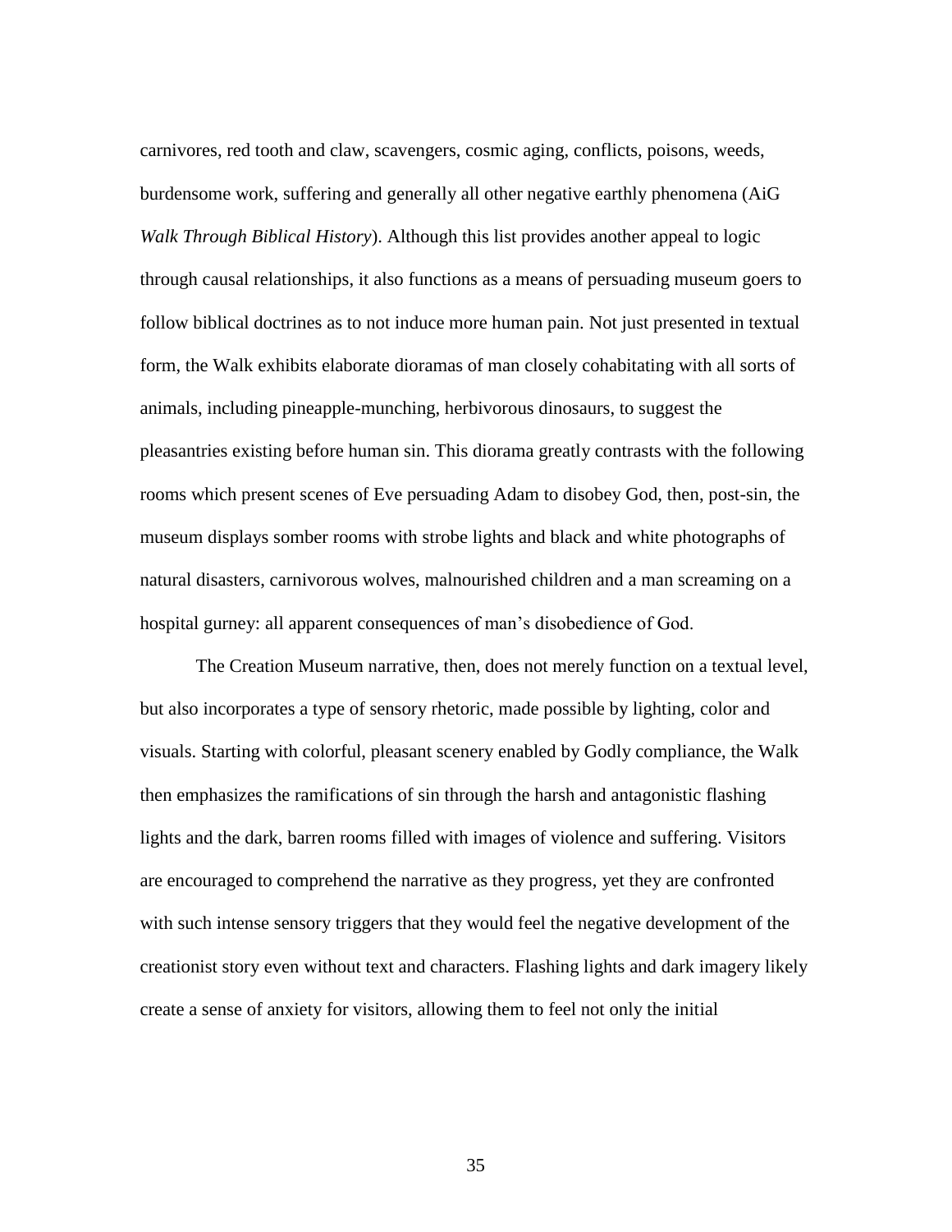carnivores, red tooth and claw, scavengers, cosmic aging, conflicts, poisons, weeds, burdensome work, suffering and generally all other negative earthly phenomena (AiG *Walk Through Biblical History*). Although this list provides another appeal to logic through causal relationships, it also functions as a means of persuading museum goers to follow biblical doctrines as to not induce more human pain. Not just presented in textual form, the Walk exhibits elaborate dioramas of man closely cohabitating with all sorts of animals, including pineapple-munching, herbivorous dinosaurs, to suggest the pleasantries existing before human sin. This diorama greatly contrasts with the following rooms which present scenes of Eve persuading Adam to disobey God, then, post-sin, the museum displays somber rooms with strobe lights and black and white photographs of natural disasters, carnivorous wolves, malnourished children and a man screaming on a hospital gurney: all apparent consequences of man's disobedience of God.

The Creation Museum narrative, then, does not merely function on a textual level, but also incorporates a type of sensory rhetoric, made possible by lighting, color and visuals. Starting with colorful, pleasant scenery enabled by Godly compliance, the Walk then emphasizes the ramifications of sin through the harsh and antagonistic flashing lights and the dark, barren rooms filled with images of violence and suffering. Visitors are encouraged to comprehend the narrative as they progress, yet they are confronted with such intense sensory triggers that they would feel the negative development of the creationist story even without text and characters. Flashing lights and dark imagery likely create a sense of anxiety for visitors, allowing them to feel not only the initial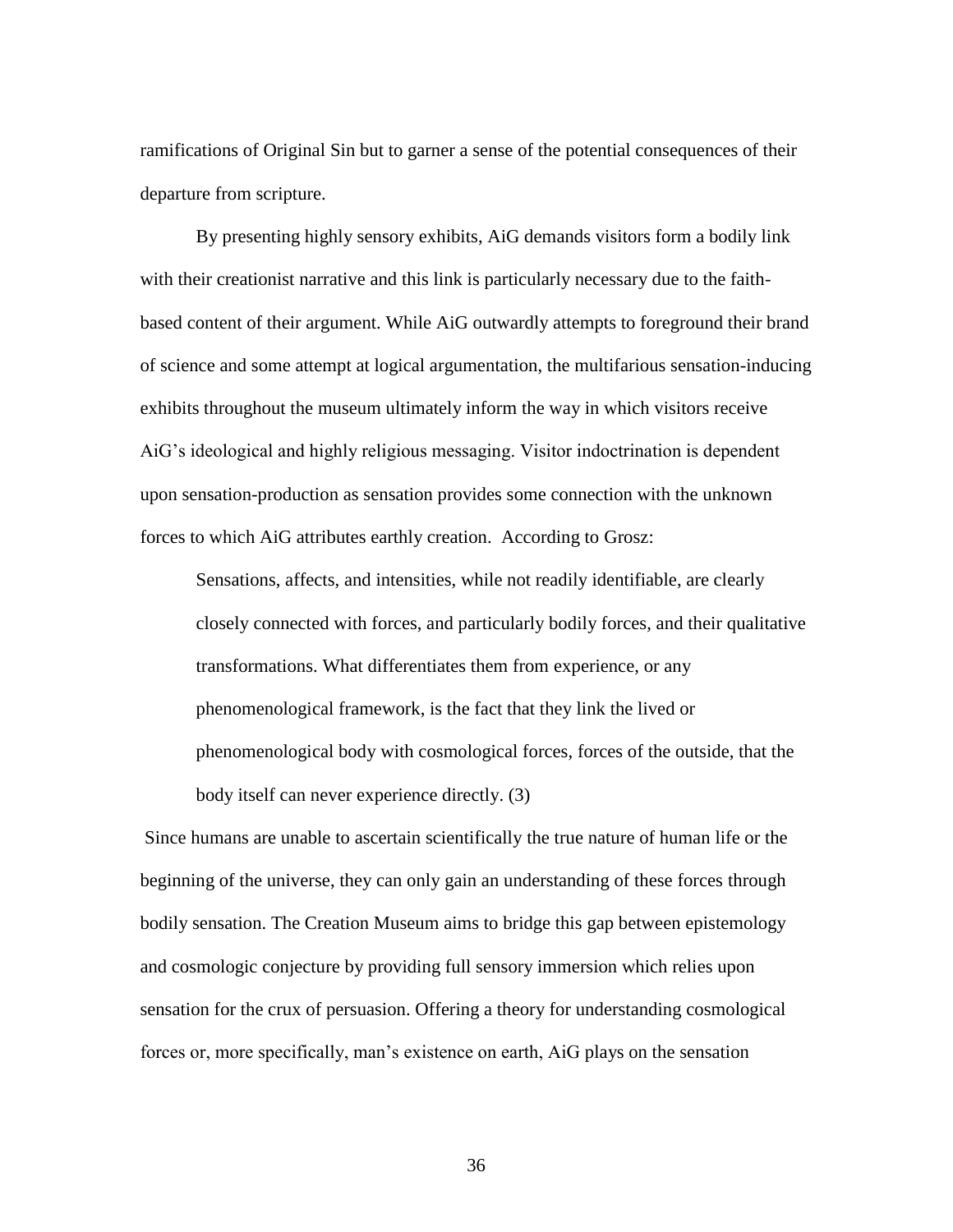ramifications of Original Sin but to garner a sense of the potential consequences of their departure from scripture.

By presenting highly sensory exhibits, AiG demands visitors form a bodily link with their creationist narrative and this link is particularly necessary due to the faith-based content of their argument. While AiG outwardly attempts to foreground their brand of science and some attempt at logical argumentation, the multifarious sensation-inducing exhibits throughout the museum ultimately inform the way in which visitors receive AiG's ideological and highly religious messaging. Visitor indoctrination is dependent upon sensation-production as sensation provides some connection with the unknown forces to which AiG attributes earthly creation. According to Grosz:

> Sensations, affects, and intensities, while not readily identifiable, are clearly closely connected with forces, and particularly bodily forces, and their qualitative transformations. What differentiates them from experience, or any phenomenological framework, is the fact that they link the lived or phenomenological body with cosmological forces, forces of the outside, that the body itself can never experience directly. (3)

Since humans are unable to ascertain scientifically the true nature of human life or the beginning of the universe, they can only gain an understanding of these forces through bodily sensation. The Creation Museum aims to bridge this gap between epistemology and cosmologic conjecture by providing full sensory immersion which relies upon sensation for the crux of persuasion. Offering a theory for understanding cosmological forces or, more specifically, man's existence on earth, AiG plays on the sensation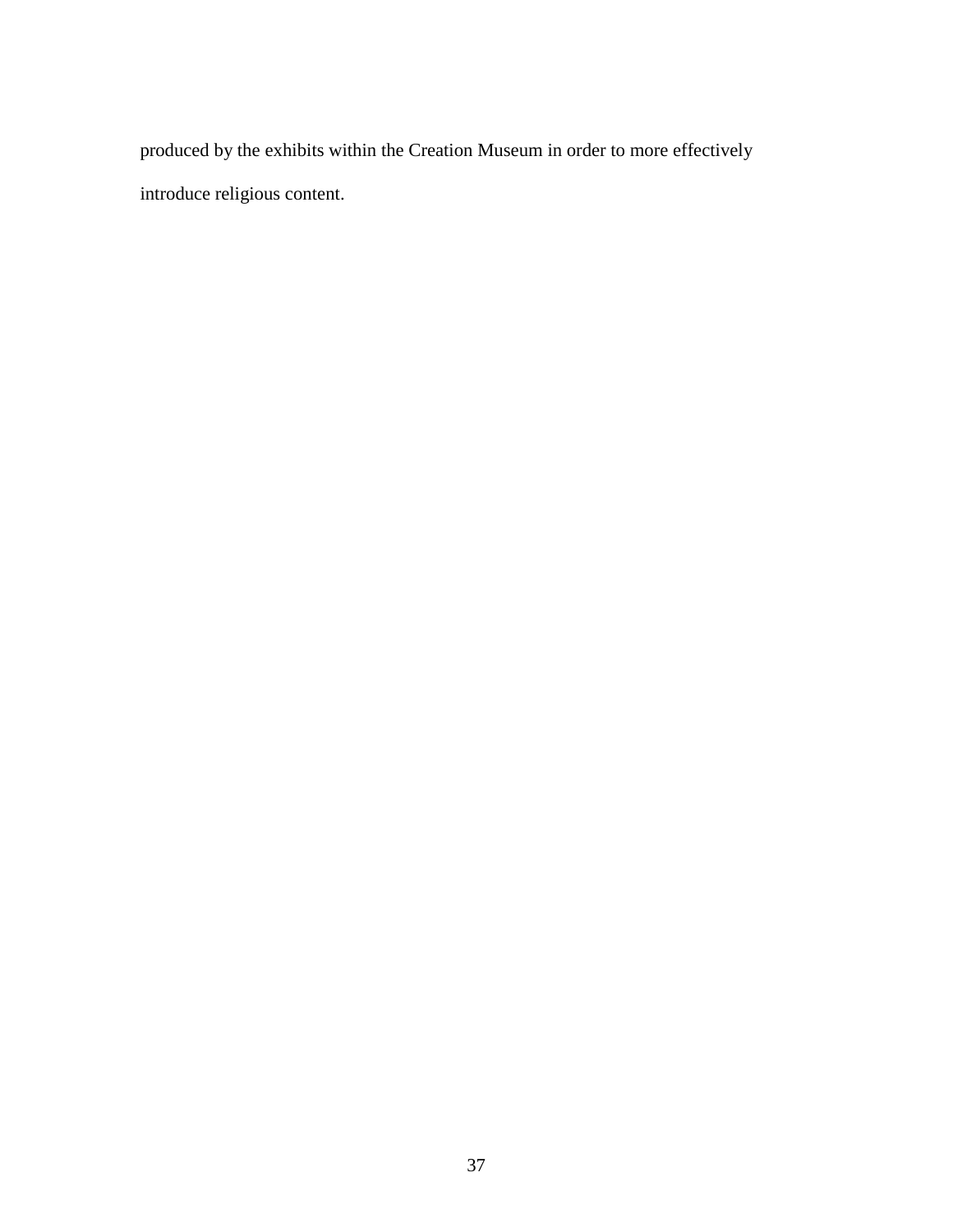produced by the exhibits within the Creation Museum in order to more effectively introduce religious content.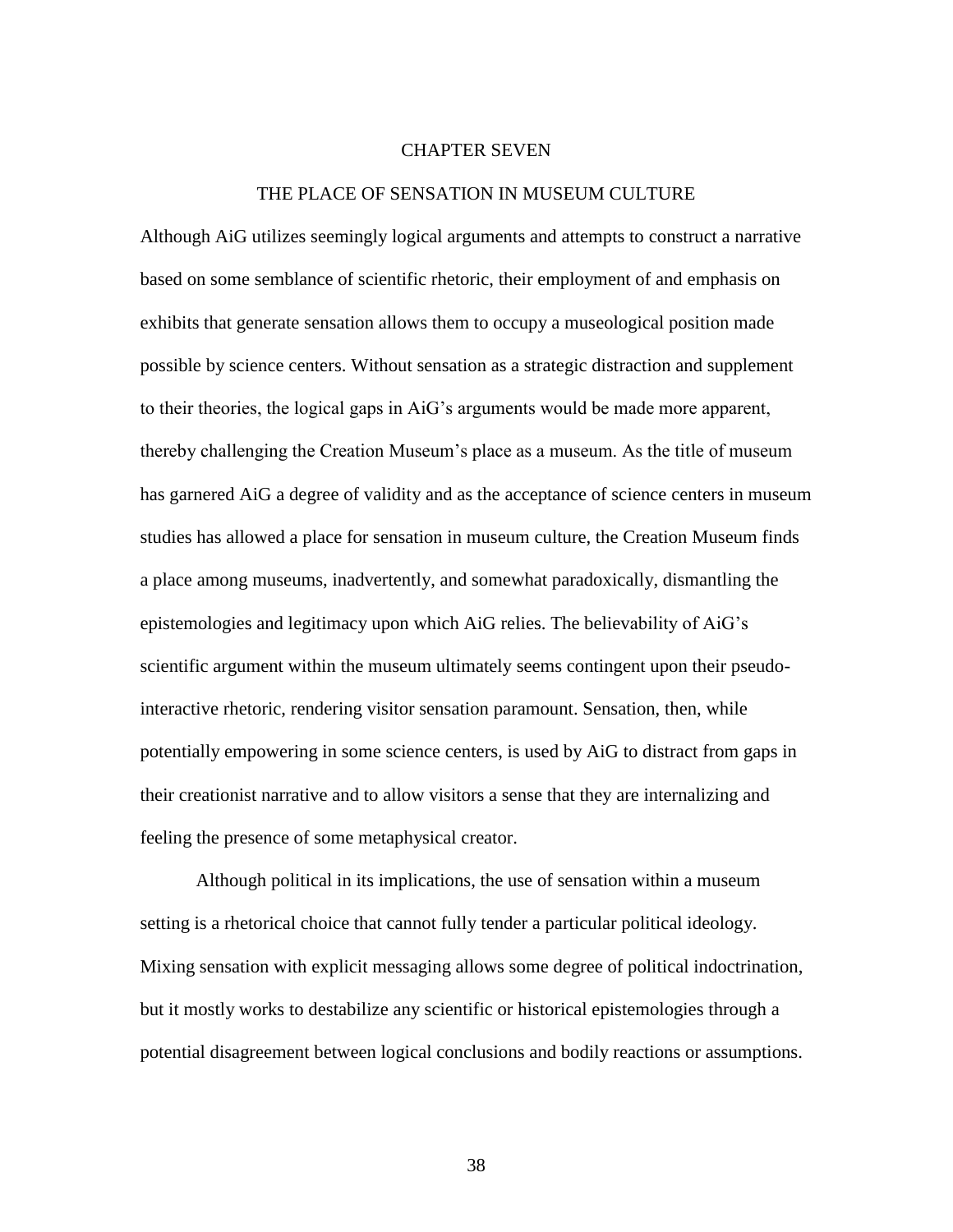# CHAPTER SEVEN

## THE PLACE OF SENSATION IN MUSEUM CULTURE

Although AiG utilizes seemingly logical arguments and attempts to construct a narrative based on some semblance of scientific rhetoric, their employment of and emphasis on exhibits that generate sensation allows them to occupy a museological position made possible by science centers. Without sensation as a strategic distraction and supplement to their theories, the logical gaps in AiG's arguments would be made more apparent, thereby challenging the Creation Museum's place as a museum. As the title of museum has garnered AiG a degree of validity and as the acceptance of science centers in museum studies has allowed a place for sensation in museum culture, the Creation Museum finds a place among museums, inadvertently, and somewhat paradoxically, dismantling the epistemologies and legitimacy upon which AiG relies. The believability of AiG's scientific argument within the museum ultimately seems contingent upon their pseudo-interactive rhetoric, rendering visitor sensation paramount. Sensation, then, while potentially empowering in some science centers, is used by AiG to distract from gaps in their creationist narrative and to allow visitors a sense that they are internalizing and feeling the presence of some metaphysical creator.

Although political in its implications, the use of sensation within a museum setting is a rhetorical choice that cannot fully tender a particular political ideology. Mixing sensation with explicit messaging allows some degree of political indoctrination, but it mostly works to destabilize any scientific or historical epistemologies through a potential disagreement between logical conclusions and bodily reactions or assumptions.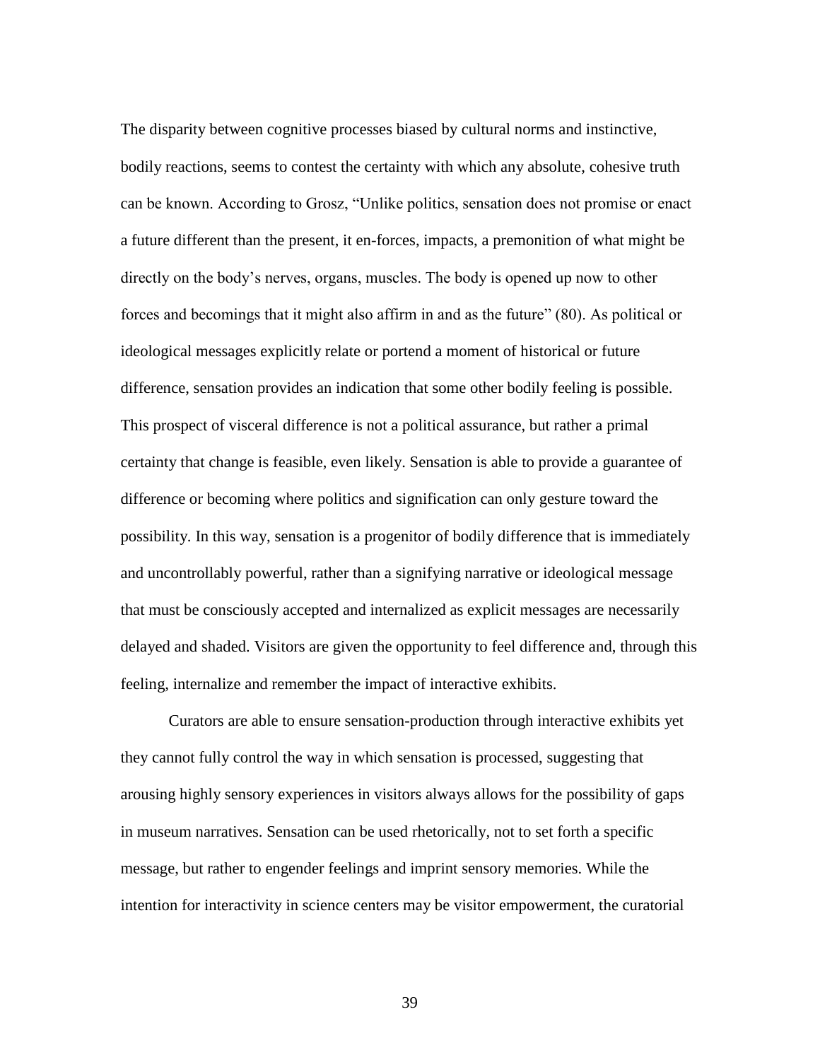The disparity between cognitive processes biased by cultural norms and instinctive, bodily reactions, seems to contest the certainty with which any absolute, cohesive truth can be known. According to Grosz, "Unlike politics, sensation does not promise or enact a future different than the present, it en-forces, impacts, a premonition of what might be directly on the body's nerves, organs, muscles. The body is opened up now to other forces and becomings that it might also affirm in and as the future" (80). As political or ideological messages explicitly relate or portend a moment of historical or future difference, sensation provides an indication that some other bodily feeling is possible. This prospect of visceral difference is not a political assurance, but rather a primal certainty that change is feasible, even likely. Sensation is able to provide a guarantee of difference or becoming where politics and signification can only gesture toward the possibility. In this way, sensation is a progenitor of bodily difference that is immediately and uncontrollably powerful, rather than a signifying narrative or ideological message that must be consciously accepted and internalized as explicit messages are necessarily delayed and shaded. Visitors are given the opportunity to feel difference and, through this feeling, internalize and remember the impact of interactive exhibits.

Curators are able to ensure sensation-production through interactive exhibits yet they cannot fully control the way in which sensation is processed, suggesting that arousing highly sensory experiences in visitors always allows for the possibility of gaps in museum narratives. Sensation can be used rhetorically, not to set forth a specific message, but rather to engender feelings and imprint sensory memories. While the intention for interactivity in science centers may be visitor empowerment, the curatorial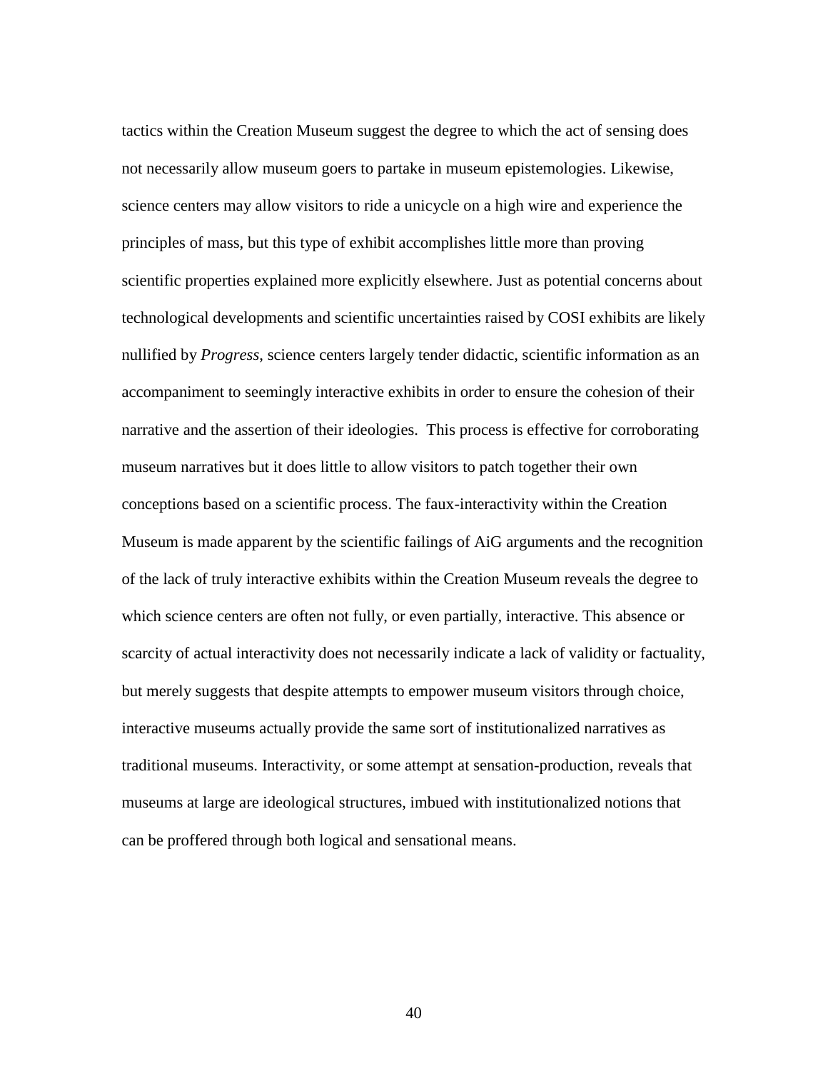tactics within the Creation Museum suggest the degree to which the act of sensing does not necessarily allow museum goers to partake in museum epistemologies. Likewise, science centers may allow visitors to ride a unicycle on a high wire and experience the principles of mass, but this type of exhibit accomplishes little more than proving scientific properties explained more explicitly elsewhere. Just as potential concerns about technological developments and scientific uncertainties raised by COSI exhibits are likely nullified by *Progress*, science centers largely tender didactic, scientific information as an accompaniment to seemingly interactive exhibits in order to ensure the cohesion of their narrative and the assertion of their ideologies. This process is effective for corroborating museum narratives but it does little to allow visitors to patch together their own conceptions based on a scientific process. The faux-interactivity within the Creation Museum is made apparent by the scientific failings of AiG arguments and the recognition of the lack of truly interactive exhibits within the Creation Museum reveals the degree to which science centers are often not fully, or even partially, interactive. This absence or scarcity of actual interactivity does not necessarily indicate a lack of validity or factuality, but merely suggests that despite attempts to empower museum visitors through choice, interactive museums actually provide the same sort of institutionalized narratives as traditional museums. Interactivity, or some attempt at sensation-production, reveals that museums at large are ideological structures, imbued with institutionalized notions that can be proffered through both logical and sensational means.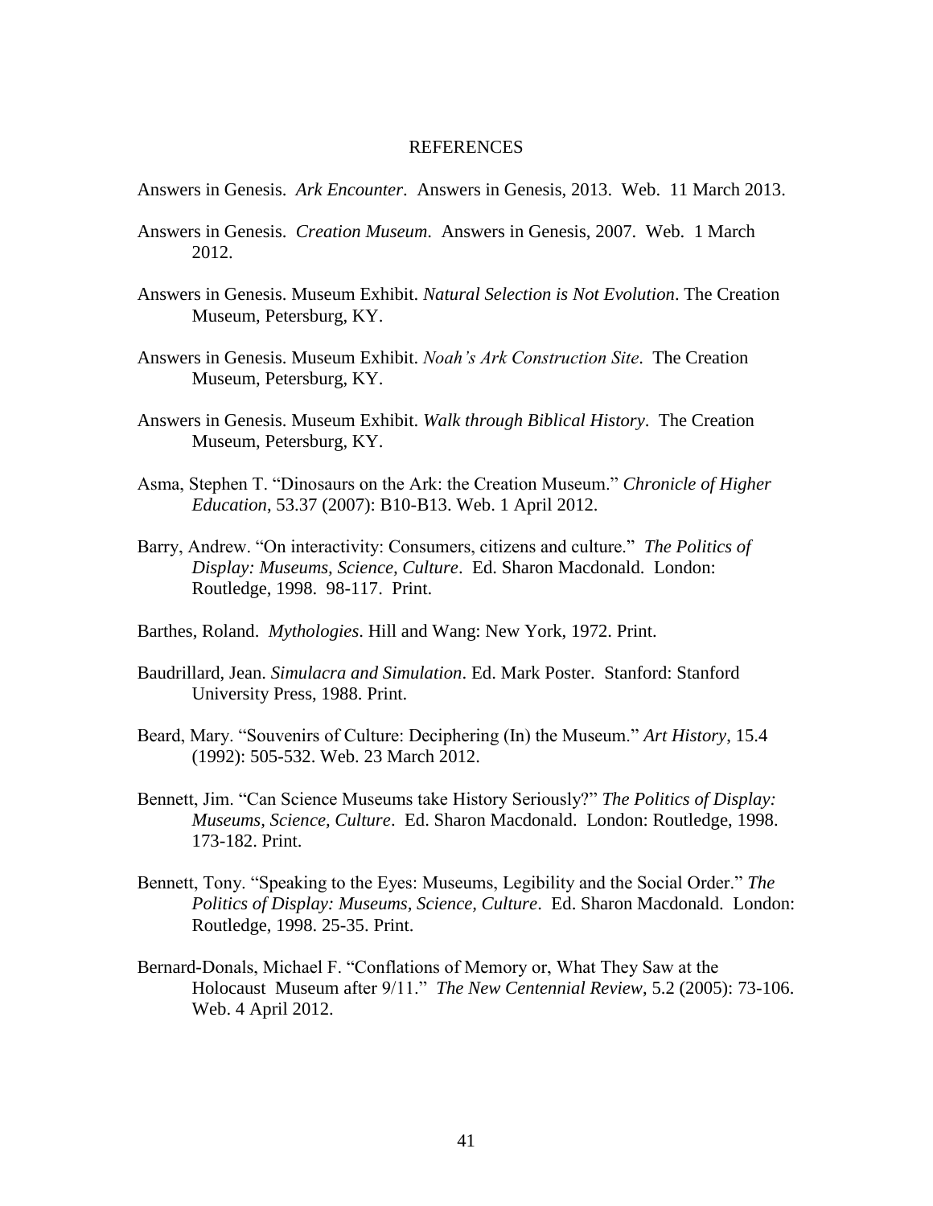# REFERENCES

Answers in Genesis. *Ark Encounter*. Answers in Genesis, 2013. Web. 11 March 2013.

Answers in Genesis. *Creation Museum*. Answers in Genesis, 2007. Web. 1 March 2012.

Answers in Genesis. Museum Exhibit. *Natural Selection is Not Evolution*. The Creation Museum, Petersburg, KY.

Answers in Genesis. Museum Exhibit. *Noah's Ark Construction Site*. The Creation Museum, Petersburg, KY.

Answers in Genesis. Museum Exhibit. *Walk through Biblical History*. The Creation Museum, Petersburg, KY.

Asma, Stephen T. "Dinosaurs on the Ark: the Creation Museum." *Chronicle of Higher Education*, 53.37 (2007): B10-B13. Web. 1 April 2012.

Barry, Andrew. "On interactivity: Consumers, citizens and culture." *The Politics of Display: Museums, Science, Culture*. Ed. Sharon Macdonald. London: Routledge, 1998. 98-117. Print.

Barthes, Roland. *Mythologies*. Hill and Wang: New York, 1972. Print.

Baudrillard, Jean. *Simulacra and Simulation*. Ed. Mark Poster. Stanford: Stanford University Press, 1988. Print.

Beard, Mary. "Souvenirs of Culture: Deciphering (In) the Museum." *Art History*, 15.4 (1992): 505-532. Web. 23 March 2012.

Bennett, Jim. "Can Science Museums take History Seriously?" *The Politics of Display: Museums, Science, Culture*. Ed. Sharon Macdonald. London: Routledge, 1998. 173-182. Print.

Bennett, Tony. "Speaking to the Eyes: Museums, Legibility and the Social Order." *The Politics of Display: Museums, Science, Culture*. Ed. Sharon Macdonald. London: Routledge, 1998. 25-35. Print.

Bernard-Donals, Michael F. "Conflations of Memory or, What They Saw at the Holocaust Museum after 9/11." *The New Centennial Review*, 5.2 (2005): 73-106. Web. 4 April 2012.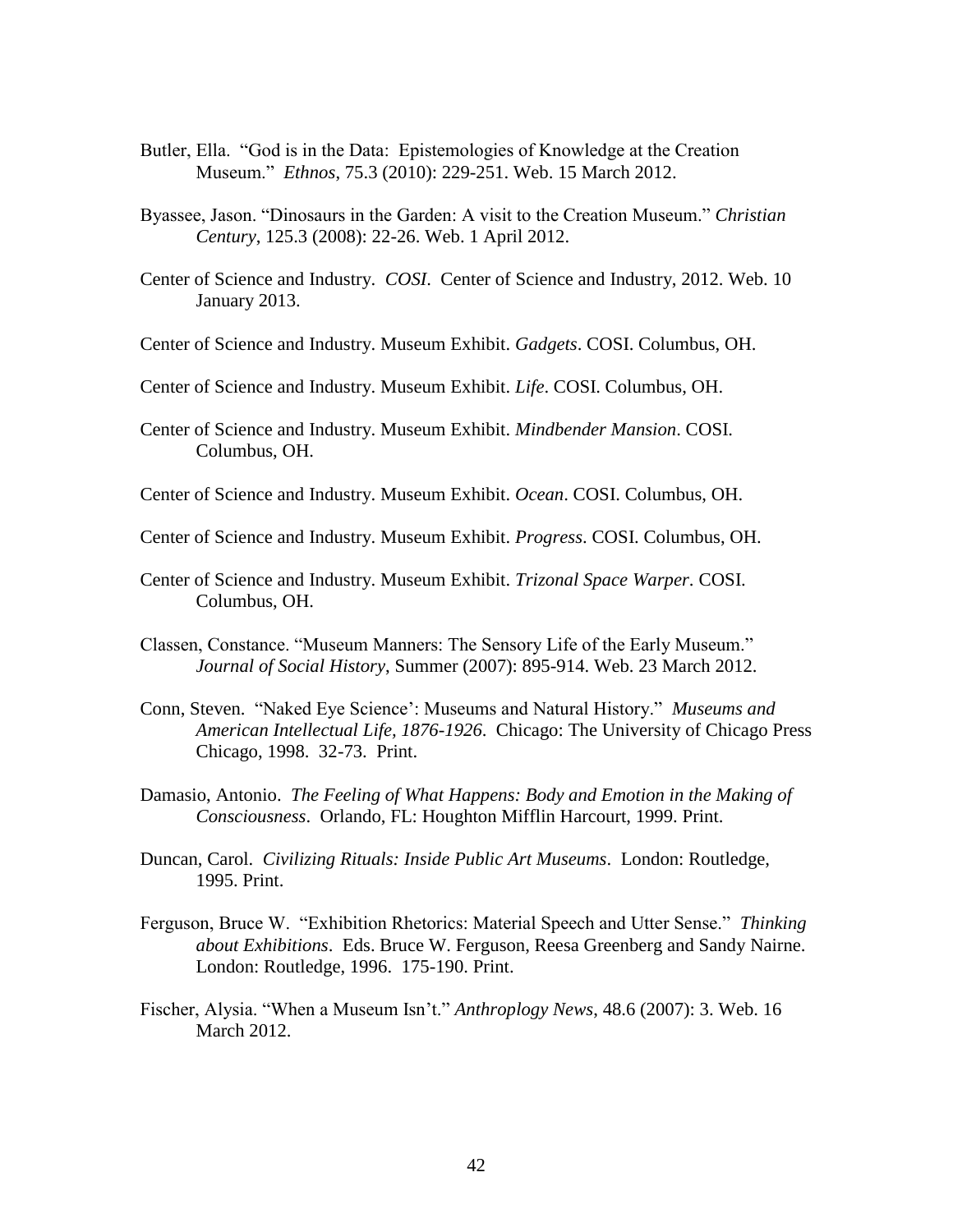Butler, Ella. "God is in the Data: Epistemologies of Knowledge at the Creation Museum." *Ethnos*, 75.3 (2010): 229-251. Web. 15 March 2012.

Byassee, Jason. "Dinosaurs in the Garden: A visit to the Creation Museum." *Christian Century*, 125.3 (2008): 22-26. Web. 1 April 2012.

Center of Science and Industry. *COSI*. Center of Science and Industry, 2012. Web. 10 January 2013.

Center of Science and Industry. Museum Exhibit. *Gadgets*. COSI. Columbus, OH.

Center of Science and Industry. Museum Exhibit. *Life*. COSI. Columbus, OH.

Center of Science and Industry. Museum Exhibit. *Mindbender Mansion*. COSI. Columbus, OH.

Center of Science and Industry. Museum Exhibit. *Ocean*. COSI. Columbus, OH.

Center of Science and Industry. Museum Exhibit. *Progress*. COSI. Columbus, OH.

Center of Science and Industry. Museum Exhibit. *Trizonal Space Warper*. COSI. Columbus, OH.

Classen, Constance. "Museum Manners: The Sensory Life of the Early Museum." *Journal of Social History*, Summer (2007): 895-914. Web. 23 March 2012.

Conn, Steven. "Naked Eye Science': Museums and Natural History." *Museums and American Intellectual Life, 1876-1926*. Chicago: The University of Chicago Press Chicago, 1998. 32-73. Print.

Damasio, Antonio. *The Feeling of What Happens: Body and Emotion in the Making of Consciousness*. Orlando, FL: Houghton Mifflin Harcourt, 1999. Print.

Duncan, Carol. *Civilizing Rituals: Inside Public Art Museums*. London: Routledge, 1995. Print.

Ferguson, Bruce W. "Exhibition Rhetorics: Material Speech and Utter Sense." *Thinking about Exhibitions*. Eds. Bruce W. Ferguson, Reesa Greenberg and Sandy Nairne. London: Routledge, 1996. 175-190. Print.

Fischer, Alysia. "When a Museum Isn't." *Anthroplogy News*, 48.6 (2007): 3. Web. 16 March 2012.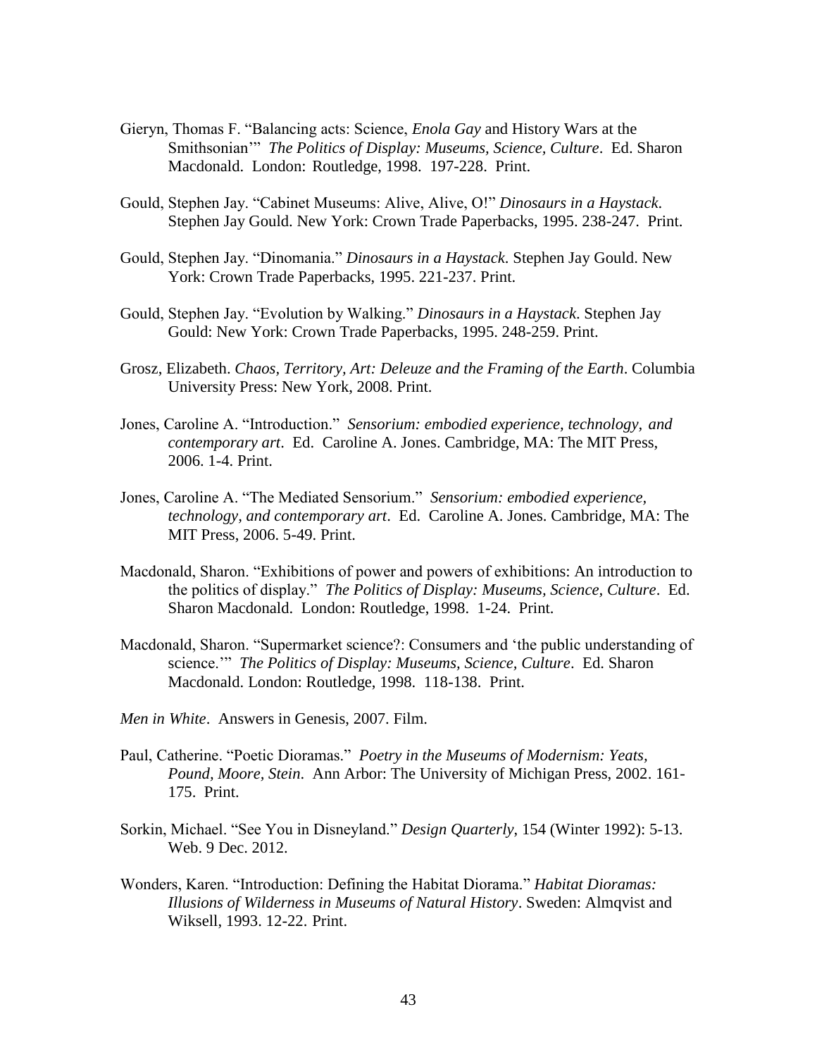Gieryn, Thomas F. "Balancing acts: Science, *Enola Gay* and History Wars at the Smithsonian'" *The Politics of Display: Museums, Science, Culture*. Ed. Sharon Macdonald. London: Routledge, 1998. 197-228. Print.

Gould, Stephen Jay. "Cabinet Museums: Alive, Alive, O!" *Dinosaurs in a Haystack*. Stephen Jay Gould. New York: Crown Trade Paperbacks, 1995. 238-247. Print.

Gould, Stephen Jay. "Dinomania." *Dinosaurs in a Haystack*. Stephen Jay Gould. New York: Crown Trade Paperbacks, 1995. 221-237. Print.

Gould, Stephen Jay. "Evolution by Walking." *Dinosaurs in a Haystack*. Stephen Jay Gould: New York: Crown Trade Paperbacks, 1995. 248-259. Print.

Grosz, Elizabeth. *Chaos, Territory, Art: Deleuze and the Framing of the Earth*. Columbia University Press: New York, 2008. Print.

Jones, Caroline A. "Introduction." *Sensorium: embodied experience, technology, and contemporary art*. Ed. Caroline A. Jones. Cambridge, MA: The MIT Press, 2006. 1-4. Print.

Jones, Caroline A. "The Mediated Sensorium." *Sensorium: embodied experience, technology, and contemporary art*. Ed. Caroline A. Jones. Cambridge, MA: The MIT Press, 2006. 5-49. Print.

Macdonald, Sharon. "Exhibitions of power and powers of exhibitions: An introduction to the politics of display." *The Politics of Display: Museums, Science, Culture*. Ed. Sharon Macdonald. London: Routledge, 1998. 1-24. Print.

Macdonald, Sharon. "Supermarket science?: Consumers and 'the public understanding of science.'" *The Politics of Display: Museums, Science, Culture*. Ed. Sharon Macdonald. London: Routledge, 1998. 118-138. Print.

*Men in White*. Answers in Genesis, 2007. Film.

Paul, Catherine. "Poetic Dioramas." *Poetry in the Museums of Modernism: Yeats, Pound, Moore, Stein*. Ann Arbor: The University of Michigan Press, 2002. 161-175. Print.

Sorkin, Michael. "See You in Disneyland." *Design Quarterly*, 154 (Winter 1992): 5-13. Web. 9 Dec. 2012.

Wonders, Karen. "Introduction: Defining the Habitat Diorama." *Habitat Dioramas: Illusions of Wilderness in Museums of Natural History*. Sweden: Almqvist and Wiksell, 1993. 12-22. Print.